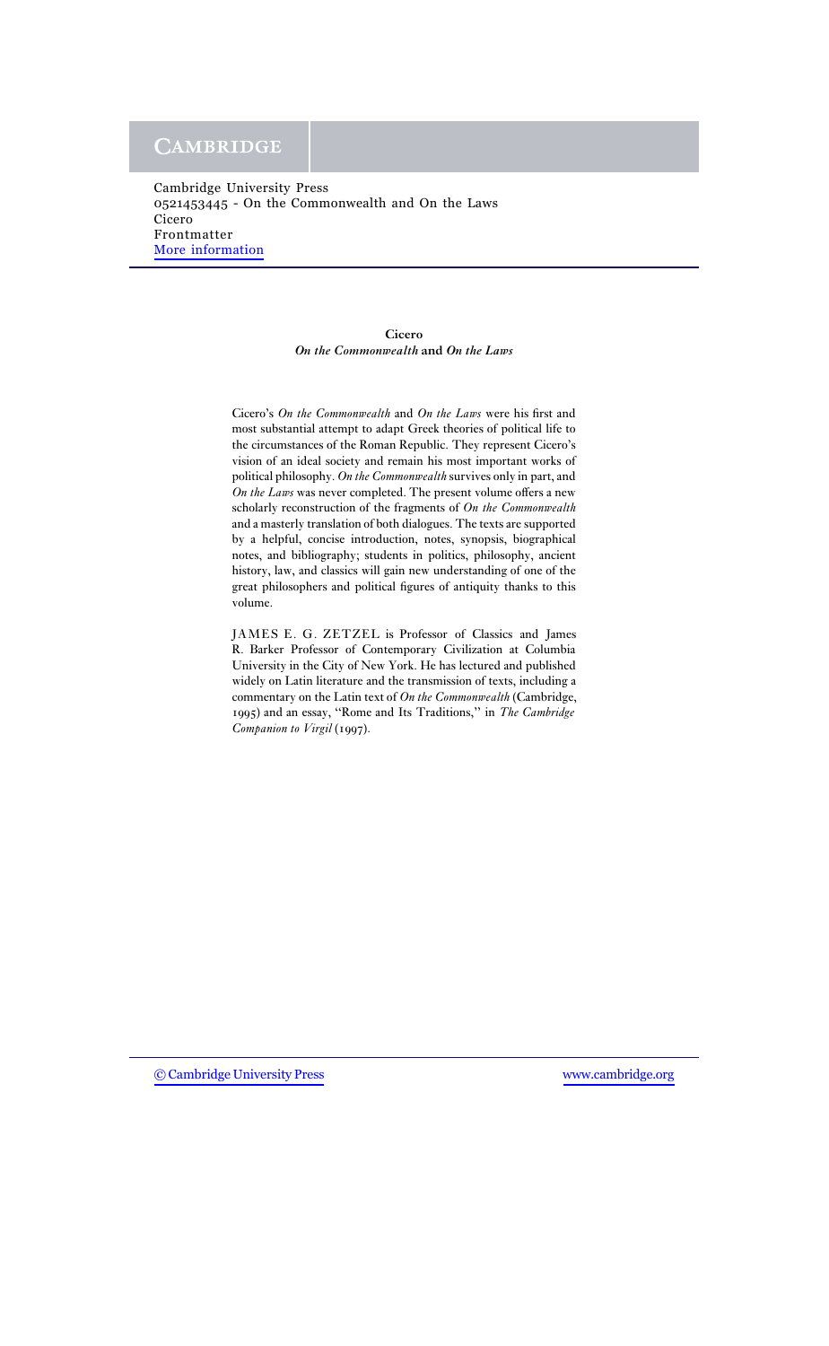Cambridge University Press
0521453445 - On the Commonwealth and On the Laws
Cicero
Frontmatter
More information

# Cicero
## *On the Commonwealth* and *On the Laws*

Cicero's *On the Commonwealth* and *On the Laws* were his first and most substantial attempt to adapt Greek theories of political life to the circumstances of the Roman Republic. They represent Cicero's vision of an ideal society and remain his most important works of political philosophy. *On the Commonwealth* survives only in part, and *On the Laws* was never completed. The present volume offers a new scholarly reconstruction of the fragments of *On the Commonwealth* and a masterly translation of both dialogues. The texts are supported by a helpful, concise introduction, notes, synopsis, biographical notes, and bibliography; students in politics, philosophy, ancient history, law, and classics will gain new understanding of one of the great philosophers and political figures of antiquity thanks to this volume.

JAMES E. G. ZETZEL is Professor of Classics and James R. Barker Professor of Contemporary Civilization at Columbia University in the City of New York. He has lectured and published widely on Latin literature and the transmission of texts, including a commentary on the Latin text of *On the Commonwealth* (Cambridge, 1995) and an essay, "Rome and Its Traditions," in *The Cambridge Companion to Virgil* (1997).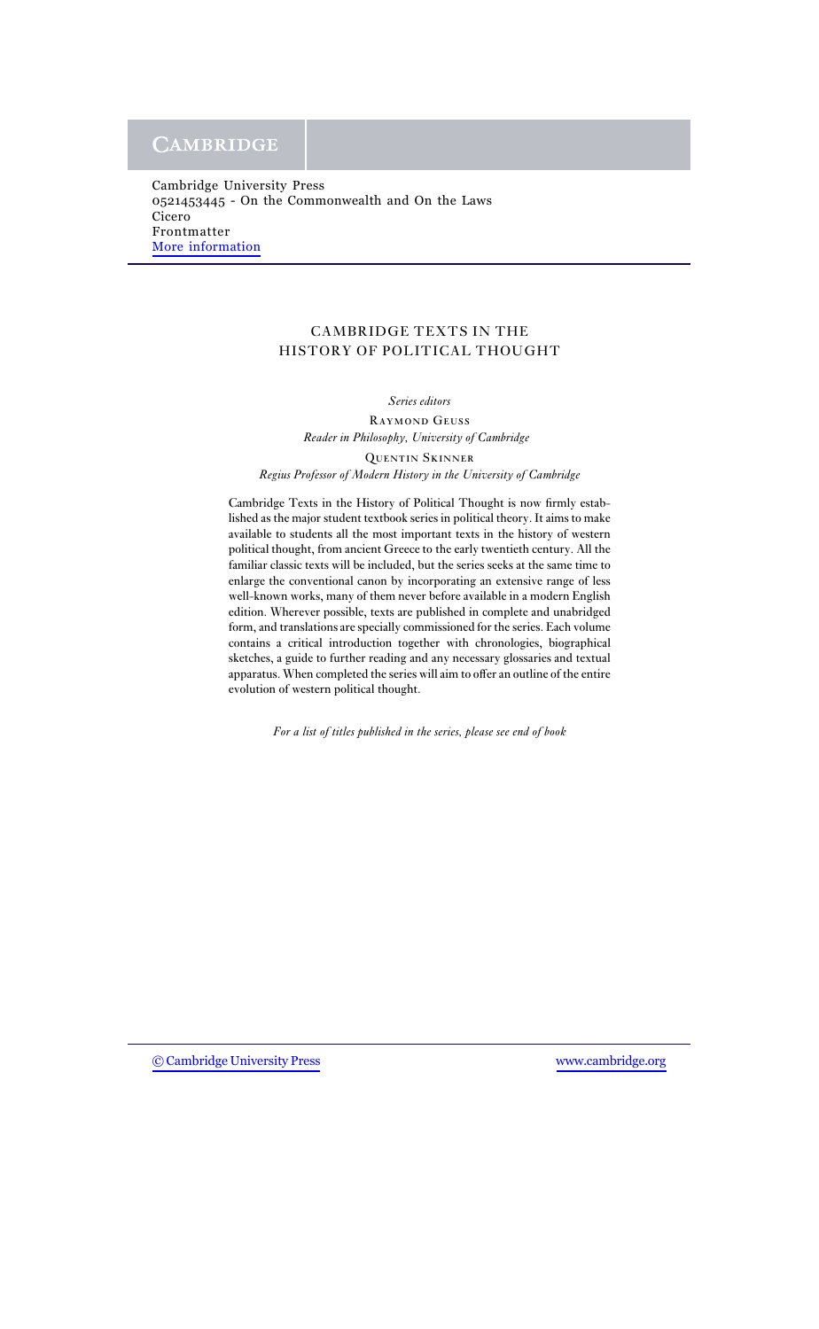# CAMBRIDGE TEXTS IN THE HISTORY OF POLITICAL THOUGHT

*Series editors*

Raymond Geuss
*Reader in Philosophy, University of Cambridge*

Quentin Skinner
*Regius Professor of Modern History in the University of Cambridge*

Cambridge Texts in the History of Political Thought is now firmly established as the major student textbook series in political theory. It aims to make available to students all the most important texts in the history of western political thought, from ancient Greece to the early twentieth century. All the familiar classic texts will be included, but the series seeks at the same time to enlarge the conventional canon by incorporating an extensive range of less well-known works, many of them never before available in a modern English edition. Wherever possible, texts are published in complete and unabridged form, and translations are specially commissioned for the series. Each volume contains a critical introduction together with chronologies, biographical sketches, a guide to further reading and any necessary glossaries and textual apparatus. When completed the series will aim to offer an outline of the entire evolution of western political thought.

*For a list of titles published in the series, please see end of book*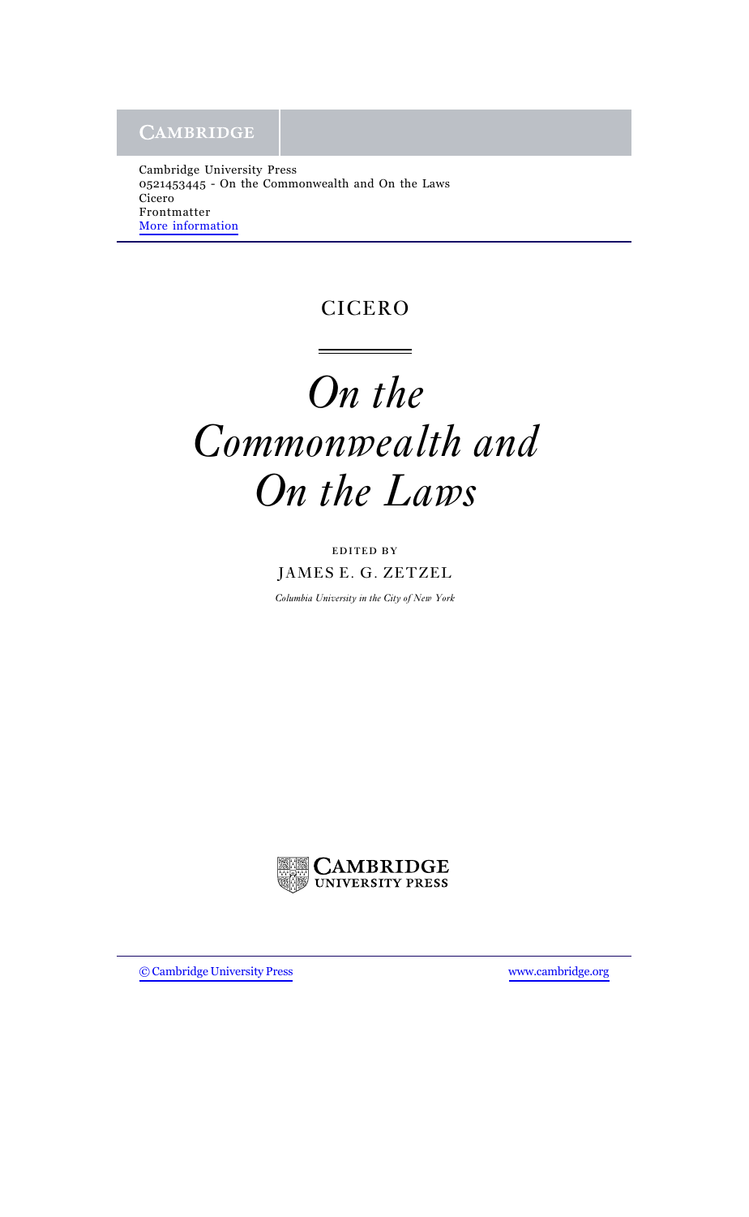Cambridge University Press
0521453445 - On the Commonwealth and On the Laws
Cicero
Frontmatter
More information

CICERO

# *On the Commonwealth and On the Laws*

EDITED BY

JAMES E. G. ZETZEL

*Columbia University in the City of New York*

CAMBRIDGE UNIVERSITY PRESS

© Cambridge University Press www.cambridge.org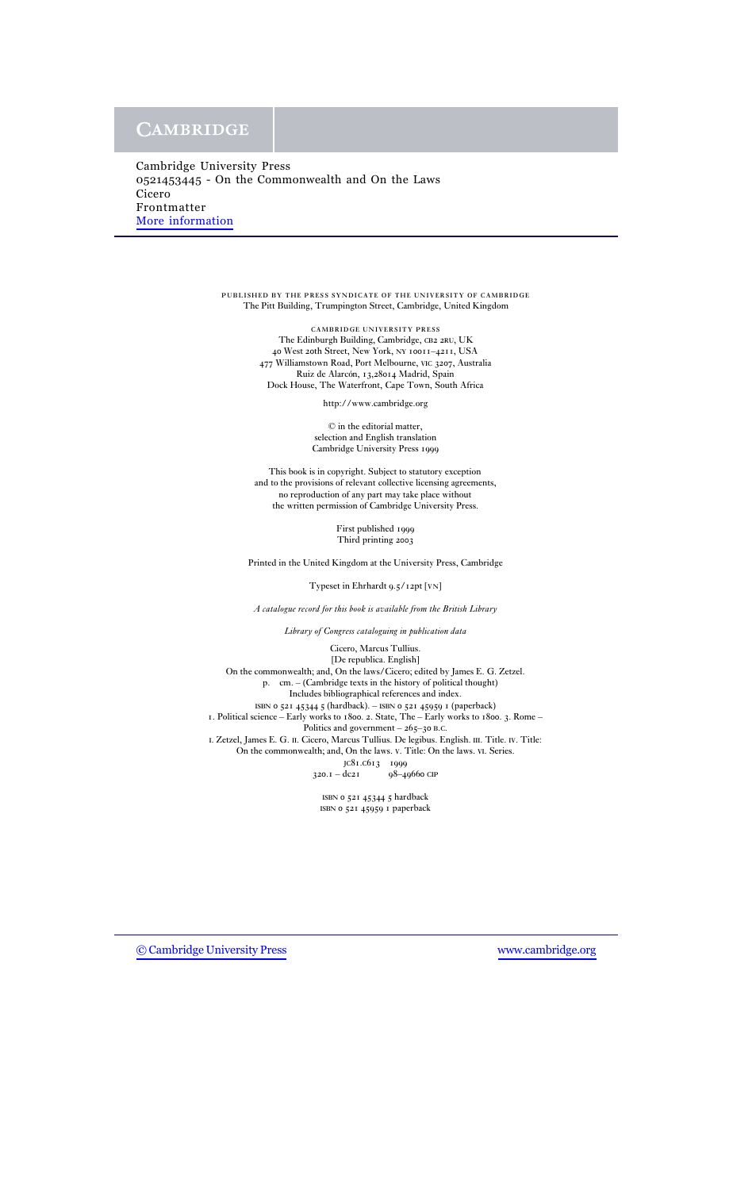Cambridge University Press
0521453445 - On the Commonwealth and On the Laws
Cicero
Frontmatter
More information

PUBLISHED BY THE PRESS SYNDICATE OF THE UNIVERSITY OF CAMBRIDGE
The Pitt Building, Trumpington Street, Cambridge, United Kingdom

CAMBRIDGE UNIVERSITY PRESS
The Edinburgh Building, Cambridge, CB2 2RU, UK
40 West 20th Street, New York, NY 10011–4211, USA
477 Williamstown Road, Port Melbourne, VIC 3207, Australia
Ruiz de Alarcón, 13,28014 Madrid, Spain
Dock House, The Waterfront, Cape Town, South Africa

http://www.cambridge.org

© in the editorial matter,
selection and English translation
Cambridge University Press 1999

This book is in copyright. Subject to statutory exception
and to the provisions of relevant collective licensing agreements,
no reproduction of any part may take place without
the written permission of Cambridge University Press.

First published 1999
Third printing 2003

Printed in the United Kingdom at the University Press, Cambridge

Typeset in Ehrhardt 9.5/12pt [VN]

*A catalogue record for this book is available from the British Library*

*Library of Congress cataloguing in publication data*

Cicero, Marcus Tullius.
[De republica. English]
On the commonwealth; and, On the laws/Cicero; edited by James E. G. Zetzel.
p. cm. – (Cambridge texts in the history of political thought)
Includes bibliographical references and index.
ISBN 0 521 45344 5 (hardback). – ISBN 0 521 45959 1 (paperback)
1. Political science – Early works to 1800. 2. State, The – Early works to 1800. 3. Rome – Politics and government – 265–30 B.C.
I. Zetzel, James E. G. II. Cicero, Marcus Tullius. De legibus. English. III. Title. IV. Title: On the commonwealth; and, On the laws. V. Title: On the laws. VI. Series.
JC81.C613 1999
320.1 – dc21 98–49660 CIP

ISBN 0 521 45344 5 hardback
ISBN 0 521 45959 1 paperback

© Cambridge University Press www.cambridge.org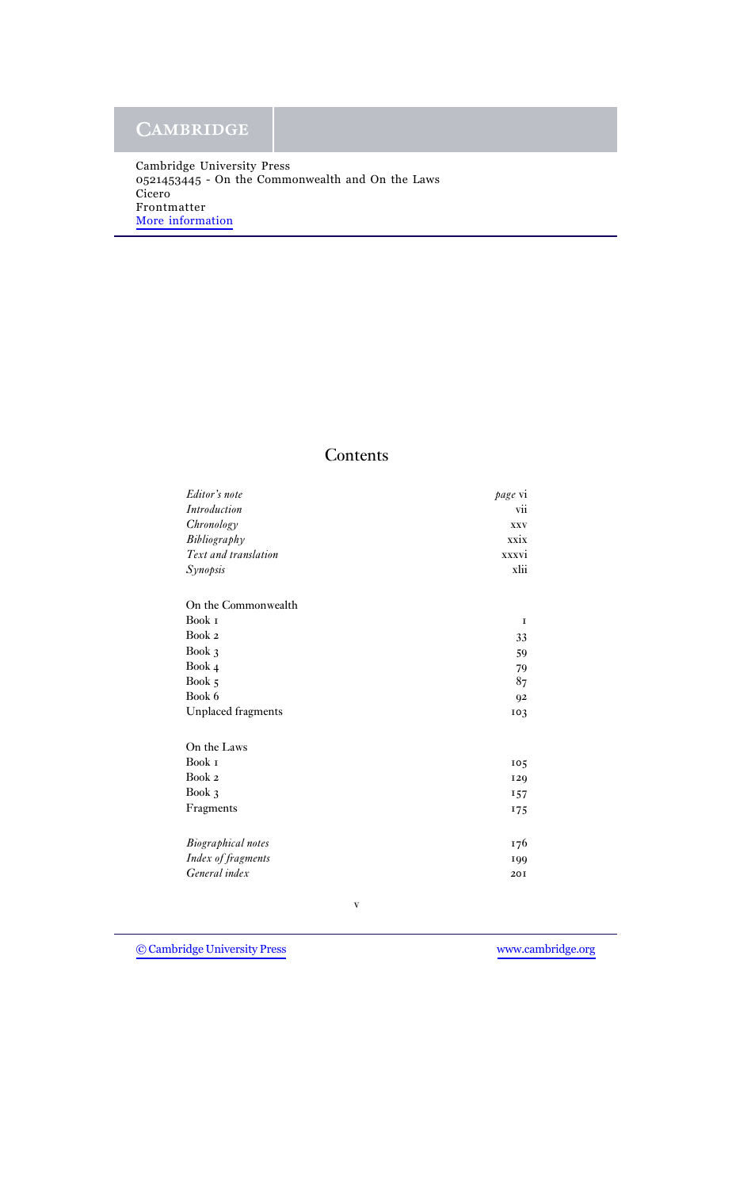# Contents

| | |
|---|---|
| *Editor's note* | *page* vi |
| *Introduction* | vii |
| *Chronology* | xxv |
| *Bibliography* | xxix |
| *Text and translation* | xxxvi |
| *Synopsis* | xlii |
| | |
| On the Commonwealth | |
| Book 1 | 1 |
| Book 2 | 33 |
| Book 3 | 59 |
| Book 4 | 79 |
| Book 5 | 87 |
| Book 6 | 92 |
| Unplaced fragments | 103 |
| | |
| On the Laws | |
| Book 1 | 105 |
| Book 2 | 129 |
| Book 3 | 157 |
| Fragments | 175 |
| | |
| *Biographical notes* | 176 |
| *Index of fragments* | 199 |
| *General index* | 201 |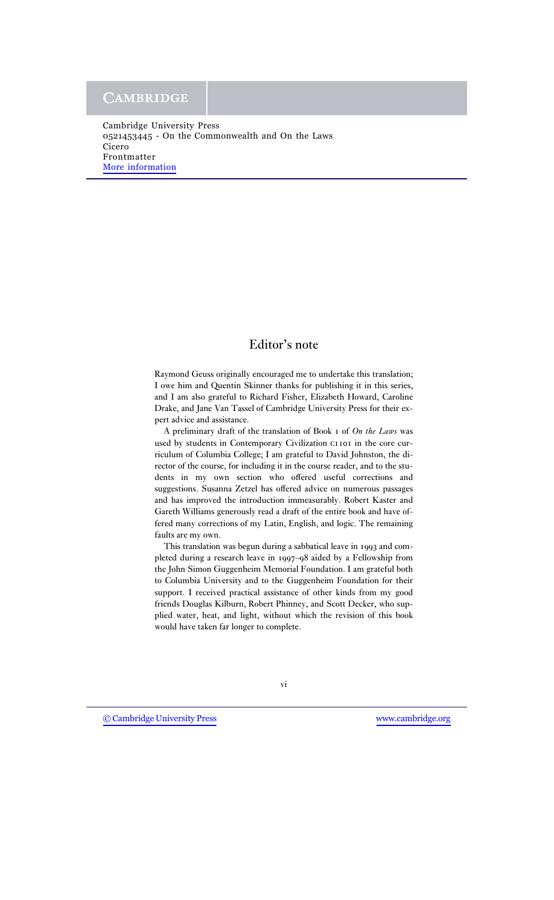## Editor's note

Raymond Geuss originally encouraged me to undertake this translation; I owe him and Quentin Skinner thanks for publishing it in this series, and I am also grateful to Richard Fisher, Elizabeth Howard, Caroline Drake, and Jane Van Tassel of Cambridge University Press for their expert advice and assistance.

A preliminary draft of the translation of Book 1 of *On the Laws* was used by students in Contemporary Civilization CI101 in the core curriculum of Columbia College; I am grateful to David Johnston, the director of the course, for including it in the course reader, and to the students in my own section who offered useful corrections and suggestions. Susanna Zetzel has offered advice on numerous passages and has improved the introduction immeasurably. Robert Kaster and Gareth Williams generously read a draft of the entire book and have offered many corrections of my Latin, English, and logic. The remaining faults are my own.

This translation was begun during a sabbatical leave in 1993 and completed during a research leave in 1997–98 aided by a Fellowship from the John Simon Guggenheim Memorial Foundation. I am grateful both to Columbia University and to the Guggenheim Foundation for their support. I received practical assistance of other kinds from my good friends Douglas Kilburn, Robert Phinney, and Scott Decker, who supplied water, heat, and light, without which the revision of this book would have taken far longer to complete.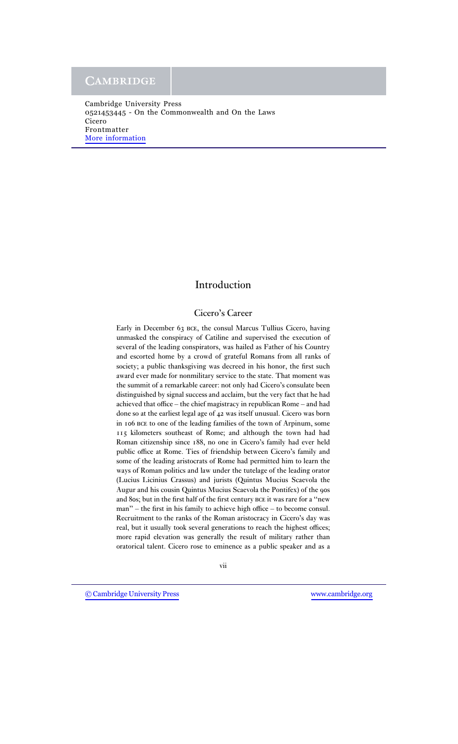# Introduction

## Cicero's Career

Early in December 63 BCE, the consul Marcus Tullius Cicero, having unmasked the conspiracy of Catiline and supervised the execution of several of the leading conspirators, was hailed as Father of his Country and escorted home by a crowd of grateful Romans from all ranks of society; a public thanksgiving was decreed in his honor, the first such award ever made for nonmilitary service to the state. That moment was the summit of a remarkable career: not only had Cicero's consulate been distinguished by signal success and acclaim, but the very fact that he had achieved that office – the chief magistracy in republican Rome – and had done so at the earliest legal age of 42 was itself unusual. Cicero was born in 106 BCE to one of the leading families of the town of Arpinum, some 115 kilometers southeast of Rome; and although the town had had Roman citizenship since 188, no one in Cicero's family had ever held public office at Rome. Ties of friendship between Cicero's family and some of the leading aristocrats of Rome had permitted him to learn the ways of Roman politics and law under the tutelage of the leading orator (Lucius Licinius Crassus) and jurists (Quintus Mucius Scaevola the Augur and his cousin Quintus Mucius Scaevola the Pontifex) of the 90s and 80s; but in the first half of the first century BCE it was rare for a "new man" – the first in his family to achieve high office – to become consul. Recruitment to the ranks of the Roman aristocracy in Cicero's day was real, but it usually took several generations to reach the highest offices; more rapid elevation was generally the result of military rather than oratorical talent. Cicero rose to eminence as a public speaker and as a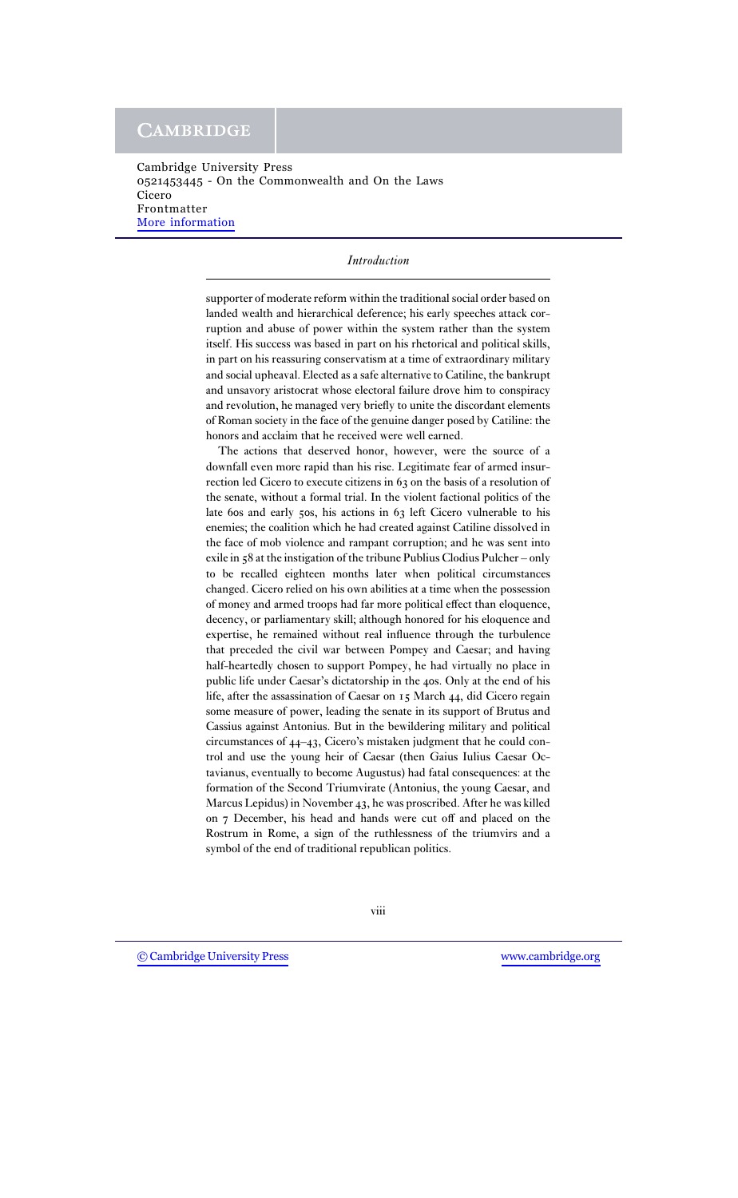supporter of moderate reform within the traditional social order based on landed wealth and hierarchical deference; his early speeches attack corruption and abuse of power within the system rather than the system itself. His success was based in part on his rhetorical and political skills, in part on his reassuring conservatism at a time of extraordinary military and social upheaval. Elected as a safe alternative to Catiline, the bankrupt and unsavory aristocrat whose electoral failure drove him to conspiracy and revolution, he managed very briefly to unite the discordant elements of Roman society in the face of the genuine danger posed by Catiline: the honors and acclaim that he received were well earned.

The actions that deserved honor, however, were the source of a downfall even more rapid than his rise. Legitimate fear of armed insurrection led Cicero to execute citizens in 63 on the basis of a resolution of the senate, without a formal trial. In the violent factional politics of the late 60s and early 50s, his actions in 63 left Cicero vulnerable to his enemies; the coalition which he had created against Catiline dissolved in the face of mob violence and rampant corruption; and he was sent into exile in 58 at the instigation of the tribune Publius Clodius Pulcher – only to be recalled eighteen months later when political circumstances changed. Cicero relied on his own abilities at a time when the possession of money and armed troops had far more political effect than eloquence, decency, or parliamentary skill; although honored for his eloquence and expertise, he remained without real influence through the turbulence that preceded the civil war between Pompey and Caesar; and having half-heartedly chosen to support Pompey, he had virtually no place in public life under Caesar's dictatorship in the 40s. Only at the end of his life, after the assassination of Caesar on 15 March 44, did Cicero regain some measure of power, leading the senate in its support of Brutus and Cassius against Antonius. But in the bewildering military and political circumstances of 44–43, Cicero's mistaken judgment that he could control and use the young heir of Caesar (then Gaius Iulius Caesar Octavianus, eventually to become Augustus) had fatal consequences: at the formation of the Second Triumvirate (Antonius, the young Caesar, and Marcus Lepidus) in November 43, he was proscribed. After he was killed on 7 December, his head and hands were cut off and placed on the Rostrum in Rome, a sign of the ruthlessness of the triumvirs and a symbol of the end of traditional republican politics.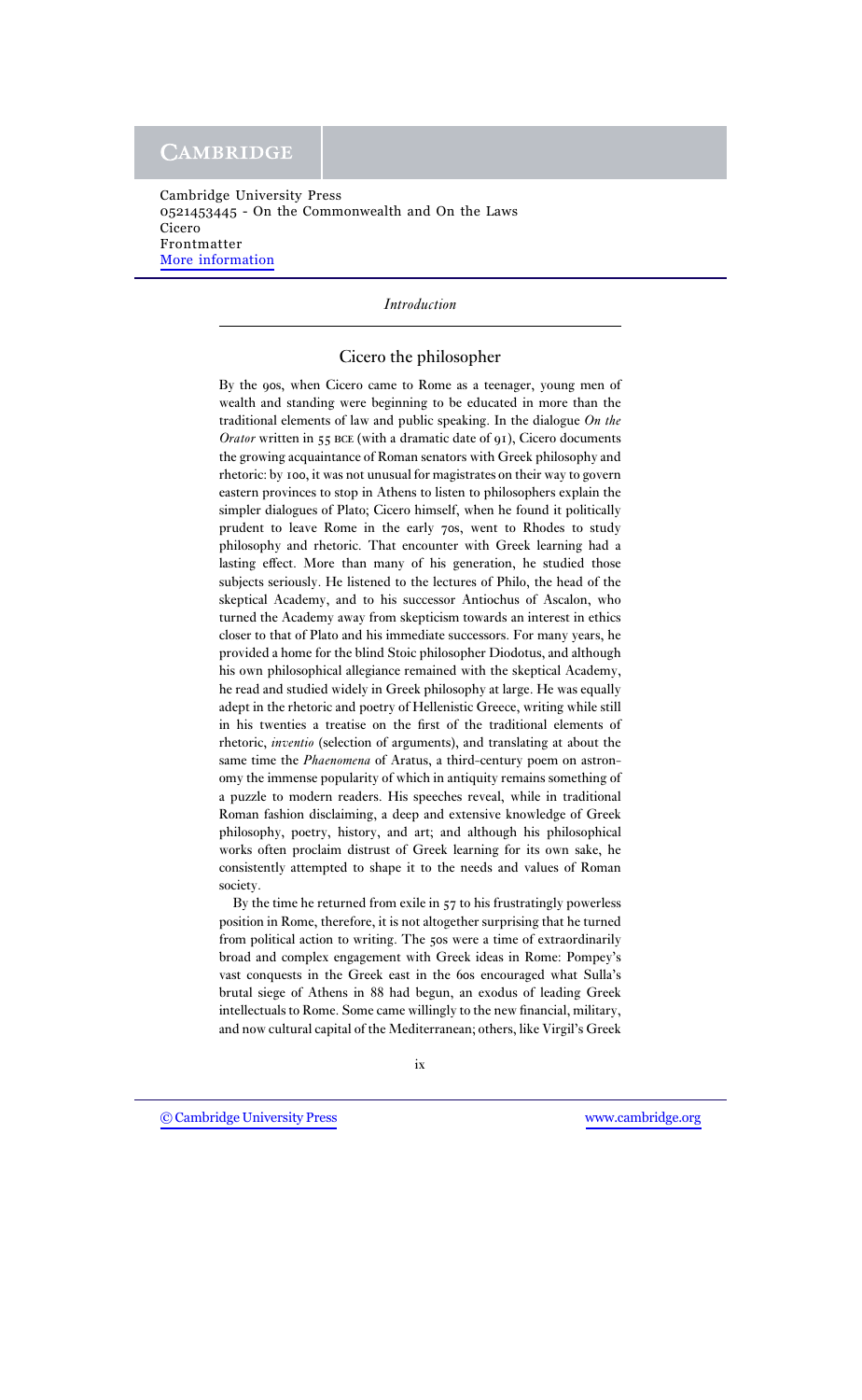## Cicero the philosopher

By the 90s, when Cicero came to Rome as a teenager, young men of wealth and standing were beginning to be educated in more than the traditional elements of law and public speaking. In the dialogue *On the Orator* written in 55 BCE (with a dramatic date of 91), Cicero documents the growing acquaintance of Roman senators with Greek philosophy and rhetoric: by 100, it was not unusual for magistrates on their way to govern eastern provinces to stop in Athens to listen to philosophers explain the simpler dialogues of Plato; Cicero himself, when he found it politically prudent to leave Rome in the early 70s, went to Rhodes to study philosophy and rhetoric. That encounter with Greek learning had a lasting effect. More than many of his generation, he studied those subjects seriously. He listened to the lectures of Philo, the head of the skeptical Academy, and to his successor Antiochus of Ascalon, who turned the Academy away from skepticism towards an interest in ethics closer to that of Plato and his immediate successors. For many years, he provided a home for the blind Stoic philosopher Diodotus, and although his own philosophical allegiance remained with the skeptical Academy, he read and studied widely in Greek philosophy at large. He was equally adept in the rhetoric and poetry of Hellenistic Greece, writing while still in his twenties a treatise on the first of the traditional elements of rhetoric, *inventio* (selection of arguments), and translating at about the same time the *Phaenomena* of Aratus, a third-century poem on astronomy the immense popularity of which in antiquity remains something of a puzzle to modern readers. His speeches reveal, while in traditional Roman fashion disclaiming, a deep and extensive knowledge of Greek philosophy, poetry, history, and art; and although his philosophical works often proclaim distrust of Greek learning for its own sake, he consistently attempted to shape it to the needs and values of Roman society.

By the time he returned from exile in 57 to his frustratingly powerless position in Rome, therefore, it is not altogether surprising that he turned from political action to writing. The 50s were a time of extraordinarily broad and complex engagement with Greek ideas in Rome: Pompey's vast conquests in the Greek east in the 60s encouraged what Sulla's brutal siege of Athens in 88 had begun, an exodus of leading Greek intellectuals to Rome. Some came willingly to the new financial, military, and now cultural capital of the Mediterranean; others, like Virgil's Greek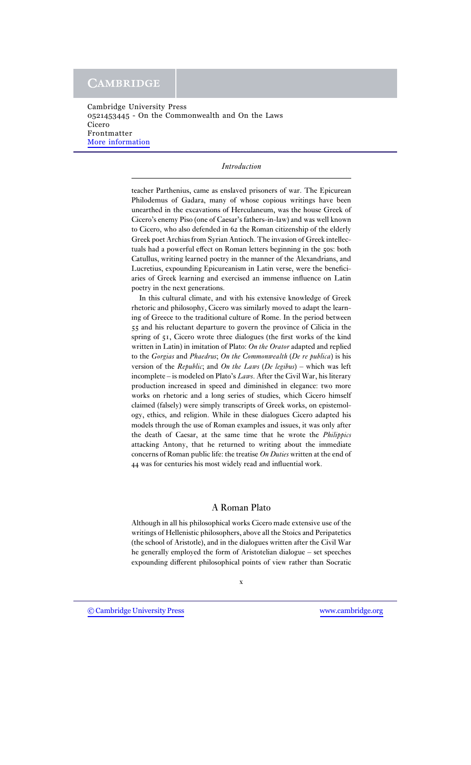teacher Parthenius, came as enslaved prisoners of war. The Epicurean Philodemus of Gadara, many of whose copious writings have been unearthed in the excavations of Herculaneum, was the house Greek of Cicero's enemy Piso (one of Caesar's fathers-in-law) and was well known to Cicero, who also defended in 62 the Roman citizenship of the elderly Greek poet Archias from Syrian Antioch. The invasion of Greek intellectuals had a powerful effect on Roman letters beginning in the 50s: both Catullus, writing learned poetry in the manner of the Alexandrians, and Lucretius, expounding Epicureanism in Latin verse, were the beneficiaries of Greek learning and exercised an immense influence on Latin poetry in the next generations.

In this cultural climate, and with his extensive knowledge of Greek rhetoric and philosophy, Cicero was similarly moved to adapt the learning of Greece to the traditional culture of Rome. In the period between 55 and his reluctant departure to govern the province of Cilicia in the spring of 51, Cicero wrote three dialogues (the first works of the kind written in Latin) in imitation of Plato: *On the Orator* adapted and replied to the *Gorgias* and *Phaedrus*; *On the Commonwealth* (*De re publica*) is his version of the *Republic*; and *On the Laws* (*De legibus*) – which was left incomplete – is modeled on Plato's *Laws*. After the Civil War, his literary production increased in speed and diminished in elegance: two more works on rhetoric and a long series of studies, which Cicero himself claimed (falsely) were simply transcripts of Greek works, on epistemology, ethics, and religion. While in these dialogues Cicero adapted his models through the use of Roman examples and issues, it was only after the death of Caesar, at the same time that he wrote the *Philippics* attacking Antony, that he returned to writing about the immediate concerns of Roman public life: the treatise *On Duties* written at the end of 44 was for centuries his most widely read and influential work.

## A Roman Plato

Although in all his philosophical works Cicero made extensive use of the writings of Hellenistic philosophers, above all the Stoics and Peripatetics (the school of Aristotle), and in the dialogues written after the Civil War he generally employed the form of Aristotelian dialogue – set speeches expounding different philosophical points of view rather than Socratic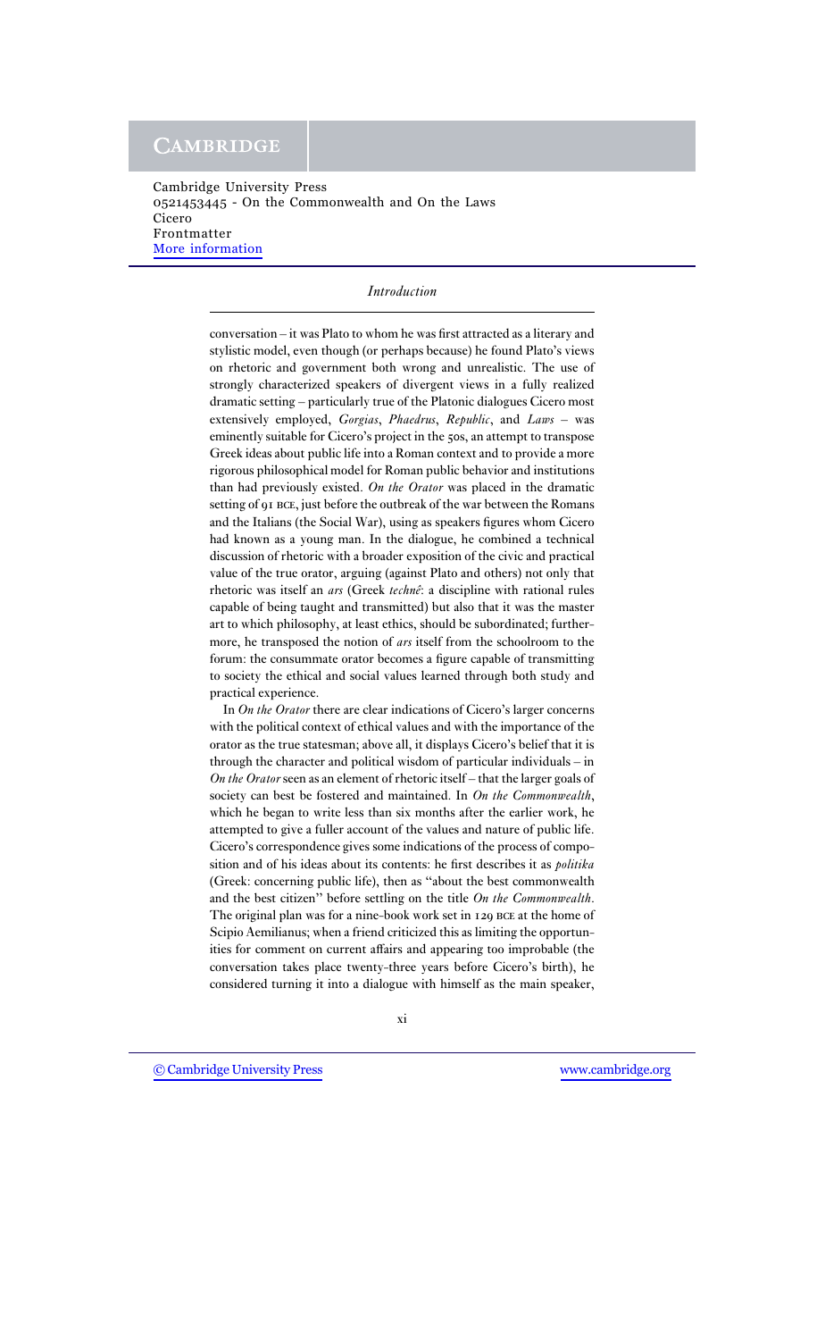conversation – it was Plato to whom he was first attracted as a literary and stylistic model, even though (or perhaps because) he found Plato's views on rhetoric and government both wrong and unrealistic. The use of strongly characterized speakers of divergent views in a fully realized dramatic setting – particularly true of the Platonic dialogues Cicero most extensively employed, *Gorgias*, *Phaedrus*, *Republic*, and *Laws* – was eminently suitable for Cicero's project in the 50s, an attempt to transpose Greek ideas about public life into a Roman context and to provide a more rigorous philosophical model for Roman public behavior and institutions than had previously existed. *On the Orator* was placed in the dramatic setting of 91 BCE, just before the outbreak of the war between the Romans and the Italians (the Social War), using as speakers figures whom Cicero had known as a young man. In the dialogue, he combined a technical discussion of rhetoric with a broader exposition of the civic and practical value of the true orator, arguing (against Plato and others) not only that rhetoric was itself an *ars* (Greek *technê*: a discipline with rational rules capable of being taught and transmitted) but also that it was the master art to which philosophy, at least ethics, should be subordinated; furthermore, he transposed the notion of *ars* itself from the schoolroom to the forum: the consummate orator becomes a figure capable of transmitting to society the ethical and social values learned through both study and practical experience.

In *On the Orator* there are clear indications of Cicero's larger concerns with the political context of ethical values and with the importance of the orator as the true statesman; above all, it displays Cicero's belief that it is through the character and political wisdom of particular individuals – in *On the Orator* seen as an element of rhetoric itself – that the larger goals of society can best be fostered and maintained. In *On the Commonwealth*, which he began to write less than six months after the earlier work, he attempted to give a fuller account of the values and nature of public life. Cicero's correspondence gives some indications of the process of composition and of his ideas about its contents: he first describes it as *politika* (Greek: concerning public life), then as "about the best commonwealth and the best citizen" before settling on the title *On the Commonwealth*. The original plan was for a nine-book work set in 129 BCE at the home of Scipio Aemilianus; when a friend criticized this as limiting the opportunities for comment on current affairs and appearing too improbable (the conversation takes place twenty-three years before Cicero's birth), he considered turning it into a dialogue with himself as the main speaker,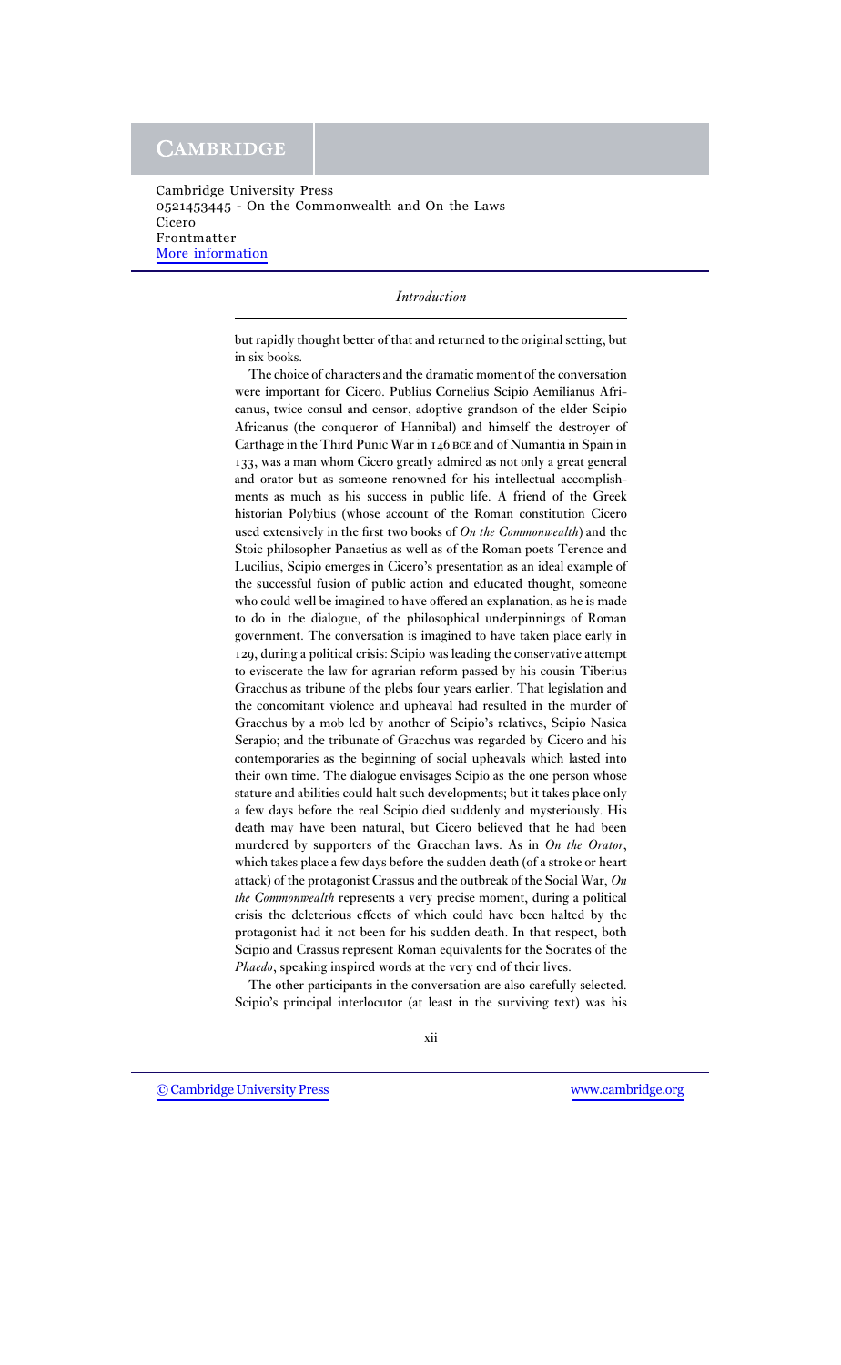but rapidly thought better of that and returned to the original setting, but in six books.

The choice of characters and the dramatic moment of the conversation were important for Cicero. Publius Cornelius Scipio Aemilianus Africanus, twice consul and censor, adoptive grandson of the elder Scipio Africanus (the conqueror of Hannibal) and himself the destroyer of Carthage in the Third Punic War in 146 BCE and of Numantia in Spain in 133, was a man whom Cicero greatly admired as not only a great general and orator but as someone renowned for his intellectual accomplishments as much as his success in public life. A friend of the Greek historian Polybius (whose account of the Roman constitution Cicero used extensively in the first two books of *On the Commonwealth*) and the Stoic philosopher Panaetius as well as of the Roman poets Terence and Lucilius, Scipio emerges in Cicero's presentation as an ideal example of the successful fusion of public action and educated thought, someone who could well be imagined to have offered an explanation, as he is made to do in the dialogue, of the philosophical underpinnings of Roman government. The conversation is imagined to have taken place early in 129, during a political crisis: Scipio was leading the conservative attempt to eviscerate the law for agrarian reform passed by his cousin Tiberius Gracchus as tribune of the plebs four years earlier. That legislation and the concomitant violence and upheaval had resulted in the murder of Gracchus by a mob led by another of Scipio's relatives, Scipio Nasica Serapio; and the tribunate of Gracchus was regarded by Cicero and his contemporaries as the beginning of social upheavals which lasted into their own time. The dialogue envisages Scipio as the one person whose stature and abilities could halt such developments; but it takes place only a few days before the real Scipio died suddenly and mysteriously. His death may have been natural, but Cicero believed that he had been murdered by supporters of the Gracchan laws. As in *On the Orator*, which takes place a few days before the sudden death (of a stroke or heart attack) of the protagonist Crassus and the outbreak of the Social War, *On the Commonwealth* represents a very precise moment, during a political crisis the deleterious effects of which could have been halted by the protagonist had it not been for his sudden death. In that respect, both Scipio and Crassus represent Roman equivalents for the Socrates of the *Phaedo*, speaking inspired words at the very end of their lives.

The other participants in the conversation are also carefully selected. Scipio's principal interlocutor (at least in the surviving text) was his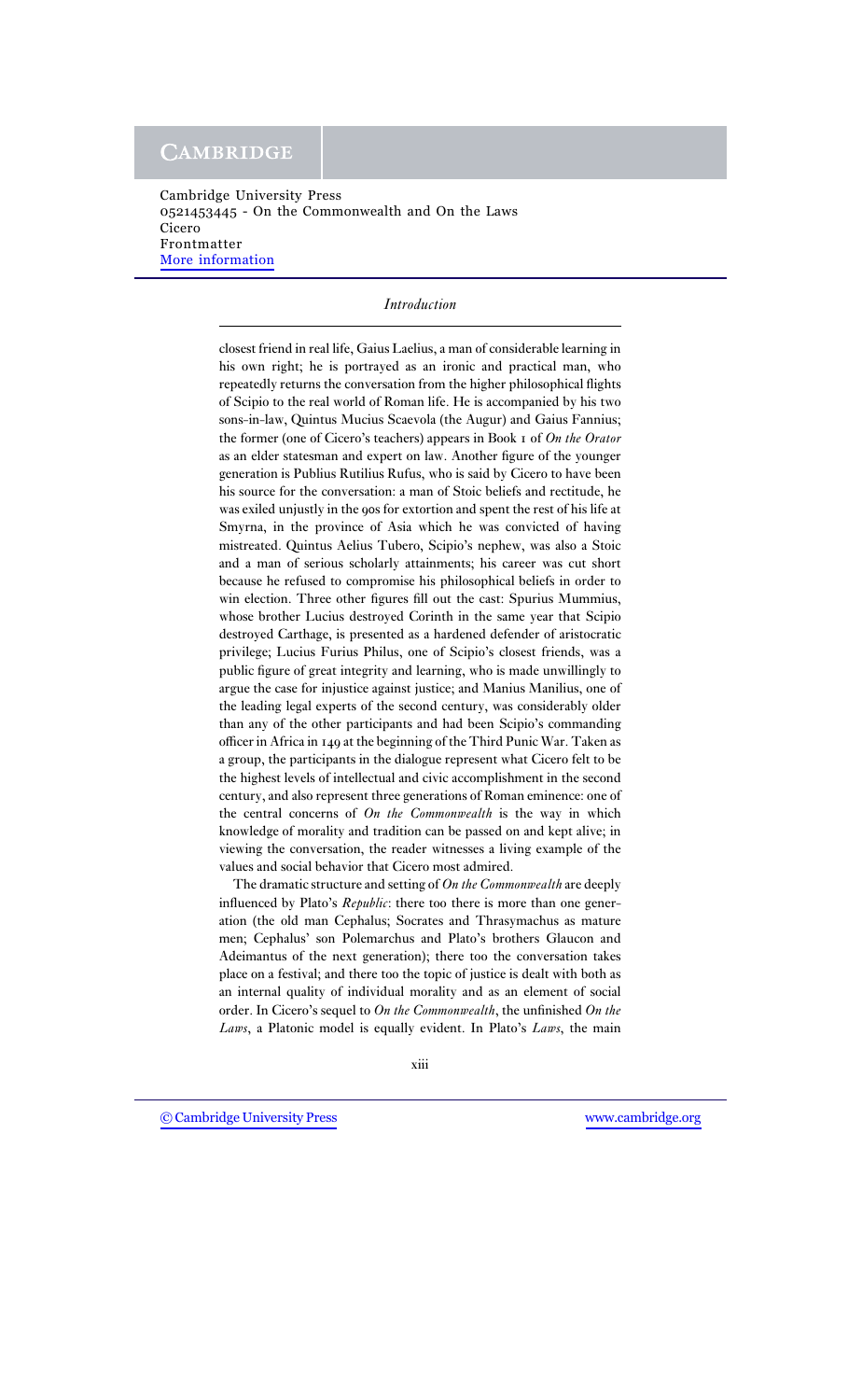closest friend in real life, Gaius Laelius, a man of considerable learning in his own right; he is portrayed as an ironic and practical man, who repeatedly returns the conversation from the higher philosophical flights of Scipio to the real world of Roman life. He is accompanied by his two sons-in-law, Quintus Mucius Scaevola (the Augur) and Gaius Fannius; the former (one of Cicero's teachers) appears in Book 1 of *On the Orator* as an elder statesman and expert on law. Another figure of the younger generation is Publius Rutilius Rufus, who is said by Cicero to have been his source for the conversation: a man of Stoic beliefs and rectitude, he was exiled unjustly in the 90s for extortion and spent the rest of his life at Smyrna, in the province of Asia which he was convicted of having mistreated. Quintus Aelius Tubero, Scipio's nephew, was also a Stoic and a man of serious scholarly attainments; his career was cut short because he refused to compromise his philosophical beliefs in order to win election. Three other figures fill out the cast: Spurius Mummius, whose brother Lucius destroyed Corinth in the same year that Scipio destroyed Carthage, is presented as a hardened defender of aristocratic privilege; Lucius Furius Philus, one of Scipio's closest friends, was a public figure of great integrity and learning, who is made unwillingly to argue the case for injustice against justice; and Manius Manilius, one of the leading legal experts of the second century, was considerably older than any of the other participants and had been Scipio's commanding officer in Africa in 149 at the beginning of the Third Punic War. Taken as a group, the participants in the dialogue represent what Cicero felt to be the highest levels of intellectual and civic accomplishment in the second century, and also represent three generations of Roman eminence: one of the central concerns of *On the Commonwealth* is the way in which knowledge of morality and tradition can be passed on and kept alive; in viewing the conversation, the reader witnesses a living example of the values and social behavior that Cicero most admired.

The dramatic structure and setting of *On the Commonwealth* are deeply influenced by Plato's *Republic*: there too there is more than one generation (the old man Cephalus; Socrates and Thrasymachus as mature men; Cephalus' son Polemarchus and Plato's brothers Glaucon and Adeimantus of the next generation); there too the conversation takes place on a festival; and there too the topic of justice is dealt with both as an internal quality of individual morality and as an element of social order. In Cicero's sequel to *On the Commonwealth*, the unfinished *On the Laws*, a Platonic model is equally evident. In Plato's *Laws*, the main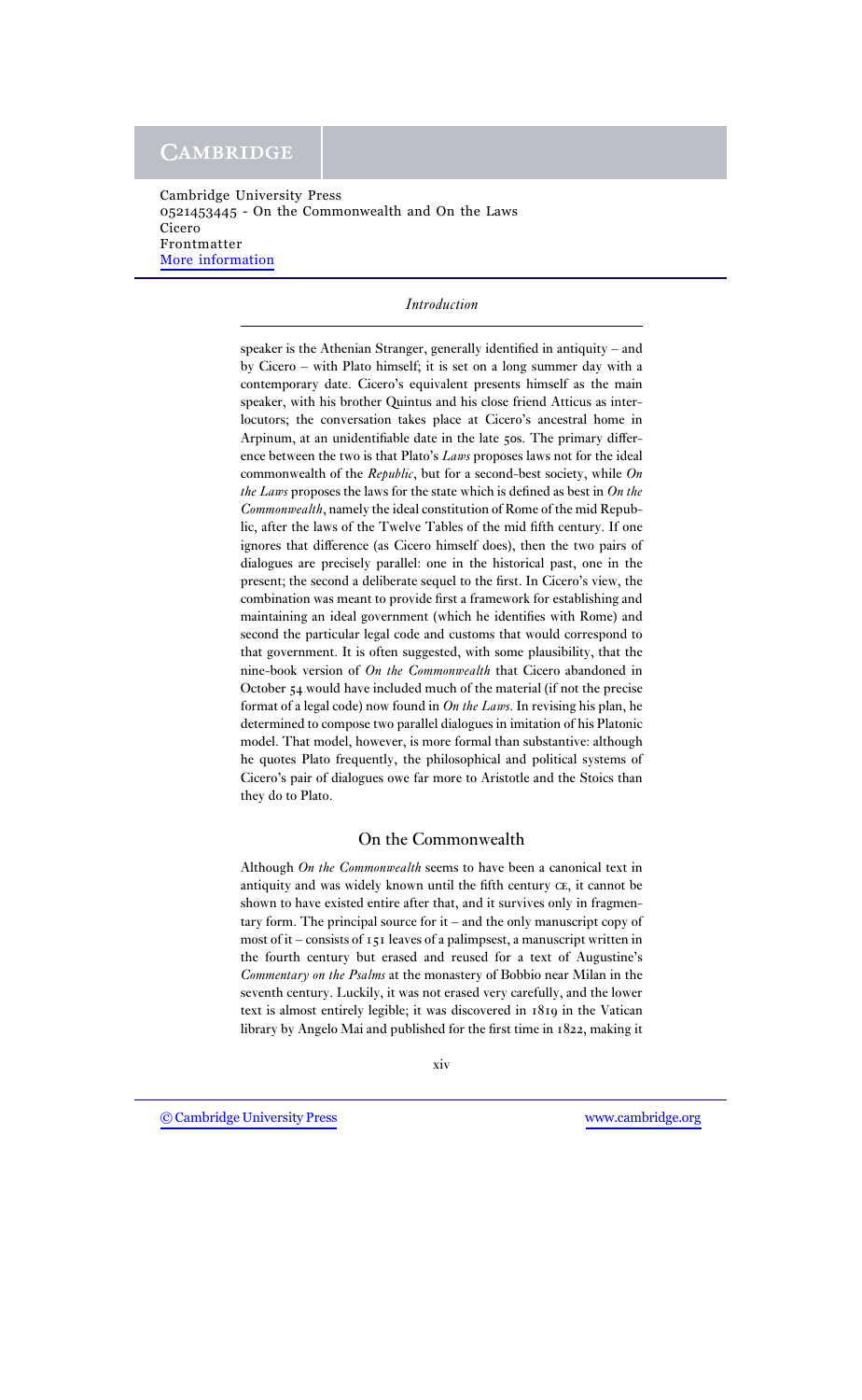speaker is the Athenian Stranger, generally identified in antiquity – and by Cicero – with Plato himself; it is set on a long summer day with a contemporary date. Cicero's equivalent presents himself as the main speaker, with his brother Quintus and his close friend Atticus as interlocutors; the conversation takes place at Cicero's ancestral home in Arpinum, at an unidentifiable date in the late 50s. The primary difference between the two is that Plato's *Laws* proposes laws not for the ideal commonwealth of the *Republic*, but for a second-best society, while *On the Laws* proposes the laws for the state which is defined as best in *On the Commonwealth*, namely the ideal constitution of Rome of the mid Republic, after the laws of the Twelve Tables of the mid fifth century. If one ignores that difference (as Cicero himself does), then the two pairs of dialogues are precisely parallel: one in the historical past, one in the present; the second a deliberate sequel to the first. In Cicero's view, the combination was meant to provide first a framework for establishing and maintaining an ideal government (which he identifies with Rome) and second the particular legal code and customs that would correspond to that government. It is often suggested, with some plausibility, that the nine-book version of *On the Commonwealth* that Cicero abandoned in October 54 would have included much of the material (if not the precise format of a legal code) now found in *On the Laws*. In revising his plan, he determined to compose two parallel dialogues in imitation of his Platonic model. That model, however, is more formal than substantive: although he quotes Plato frequently, the philosophical and political systems of Cicero's pair of dialogues owe far more to Aristotle and the Stoics than they do to Plato.

## On the Commonwealth

Although *On the Commonwealth* seems to have been a canonical text in antiquity and was widely known until the fifth century CE, it cannot be shown to have existed entire after that, and it survives only in fragmentary form. The principal source for it – and the only manuscript copy of most of it – consists of 151 leaves of a palimpsest, a manuscript written in the fourth century but erased and reused for a text of Augustine's *Commentary on the Psalms* at the monastery of Bobbio near Milan in the seventh century. Luckily, it was not erased very carefully, and the lower text is almost entirely legible; it was discovered in 1819 in the Vatican library by Angelo Mai and published for the first time in 1822, making it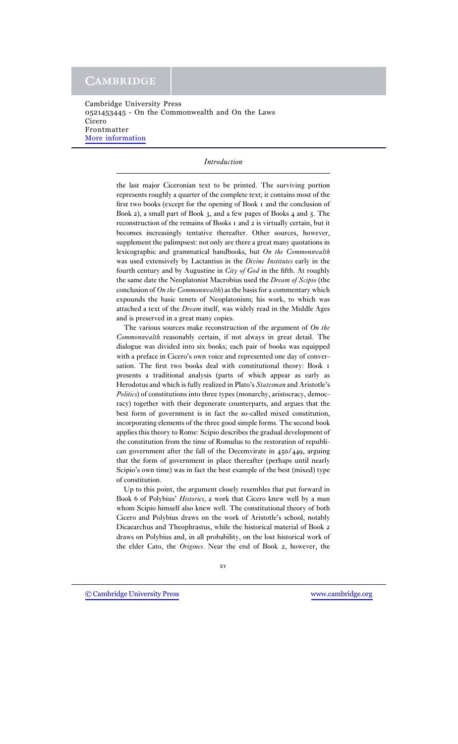the last major Ciceronian text to be printed. The surviving portion represents roughly a quarter of the complete text; it contains most of the first two books (except for the opening of Book 1 and the conclusion of Book 2), a small part of Book 3, and a few pages of Books 4 and 5. The reconstruction of the remains of Books 1 and 2 is virtually certain, but it becomes increasingly tentative thereafter. Other sources, however, supplement the palimpsest: not only are there a great many quotations in lexicographic and grammatical handbooks, but *On the Commonwealth* was used extensively by Lactantius in the *Divine Institutes* early in the fourth century and by Augustine in *City of God* in the fifth. At roughly the same date the Neoplatonist Macrobius used the *Dream of Scipio* (the conclusion of *On the Commonwealth*) as the basis for a commentary which expounds the basic tenets of Neoplatonism; his work, to which was attached a text of the *Dream* itself, was widely read in the Middle Ages and is preserved in a great many copies.

The various sources make reconstruction of the argument of *On the Commonwealth* reasonably certain, if not always in great detail. The dialogue was divided into six books; each pair of books was equipped with a preface in Cicero's own voice and represented one day of conversation. The first two books deal with constitutional theory: Book 1 presents a traditional analysis (parts of which appear as early as Herodotus and which is fully realized in Plato's *Statesman* and Aristotle's *Politics*) of constitutions into three types (monarchy, aristocracy, democracy) together with their degenerate counterparts, and argues that the best form of government is in fact the so-called mixed constitution, incorporating elements of the three good simple forms. The second book applies this theory to Rome: Scipio describes the gradual development of the constitution from the time of Romulus to the restoration of republican government after the fall of the Decemvirate in 450/449, arguing that the form of government in place thereafter (perhaps until nearly Scipio's own time) was in fact the best example of the best (mixed) type of constitution.

Up to this point, the argument closely resembles that put forward in Book 6 of Polybius' *Histories*, a work that Cicero knew well by a man whom Scipio himself also knew well. The constitutional theory of both Cicero and Polybius draws on the work of Aristotle's school, notably Dicaearchus and Theophrastus, while the historical material of Book 2 draws on Polybius and, in all probability, on the lost historical work of the elder Cato, the *Origines*. Near the end of Book 2, however, the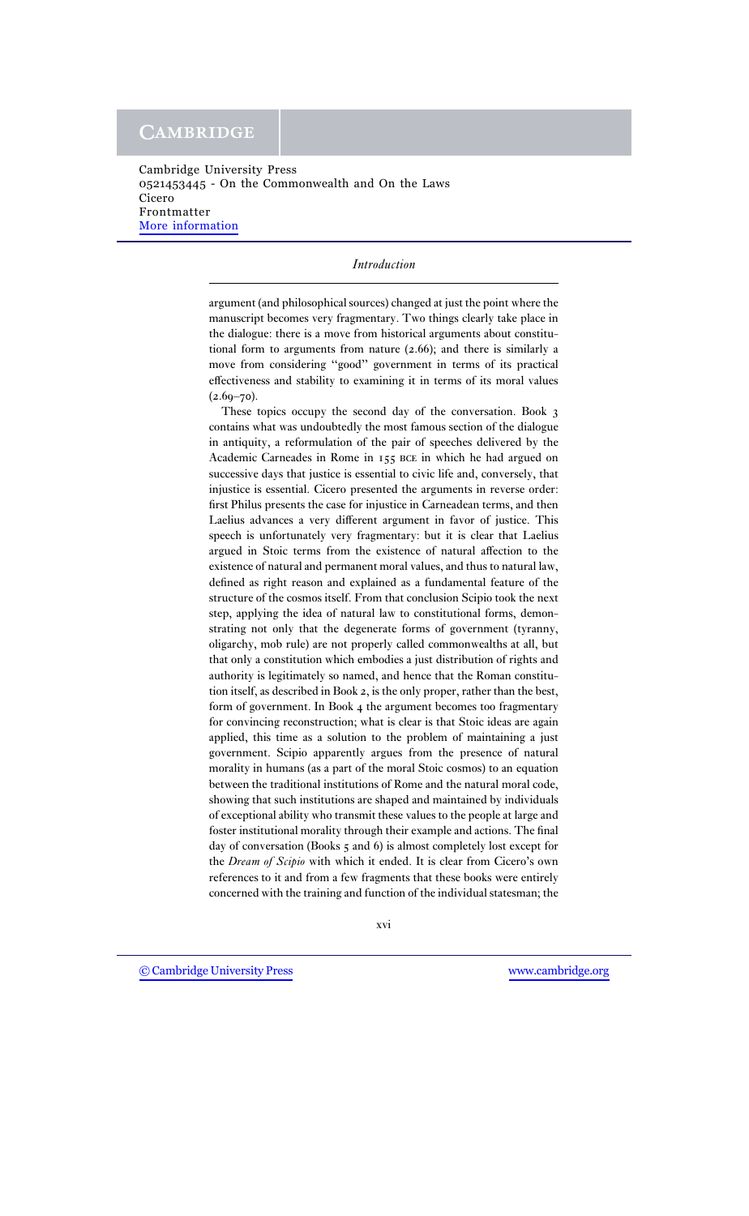argument (and philosophical sources) changed at just the point where the manuscript becomes very fragmentary. Two things clearly take place in the dialogue: there is a move from historical arguments about constitutional form to arguments from nature (2.66); and there is similarly a move from considering "good" government in terms of its practical effectiveness and stability to examining it in terms of its moral values (2.69–70).

These topics occupy the second day of the conversation. Book 3 contains what was undoubtedly the most famous section of the dialogue in antiquity, a reformulation of the pair of speeches delivered by the Academic Carneades in Rome in 155 BCE in which he had argued on successive days that justice is essential to civic life and, conversely, that injustice is essential. Cicero presented the arguments in reverse order: first Philus presents the case for injustice in Carneadean terms, and then Laelius advances a very different argument in favor of justice. This speech is unfortunately very fragmentary: but it is clear that Laelius argued in Stoic terms from the existence of natural affection to the existence of natural and permanent moral values, and thus to natural law, defined as right reason and explained as a fundamental feature of the structure of the cosmos itself. From that conclusion Scipio took the next step, applying the idea of natural law to constitutional forms, demonstrating not only that the degenerate forms of government (tyranny, oligarchy, mob rule) are not properly called commonwealths at all, but that only a constitution which embodies a just distribution of rights and authority is legitimately so named, and hence that the Roman constitution itself, as described in Book 2, is the only proper, rather than the best, form of government. In Book 4 the argument becomes too fragmentary for convincing reconstruction; what is clear is that Stoic ideas are again applied, this time as a solution to the problem of maintaining a just government. Scipio apparently argues from the presence of natural morality in humans (as a part of the moral Stoic cosmos) to an equation between the traditional institutions of Rome and the natural moral code, showing that such institutions are shaped and maintained by individuals of exceptional ability who transmit these values to the people at large and foster institutional morality through their example and actions. The final day of conversation (Books 5 and 6) is almost completely lost except for the *Dream of Scipio* with which it ended. It is clear from Cicero's own references to it and from a few fragments that these books were entirely concerned with the training and function of the individual statesman; the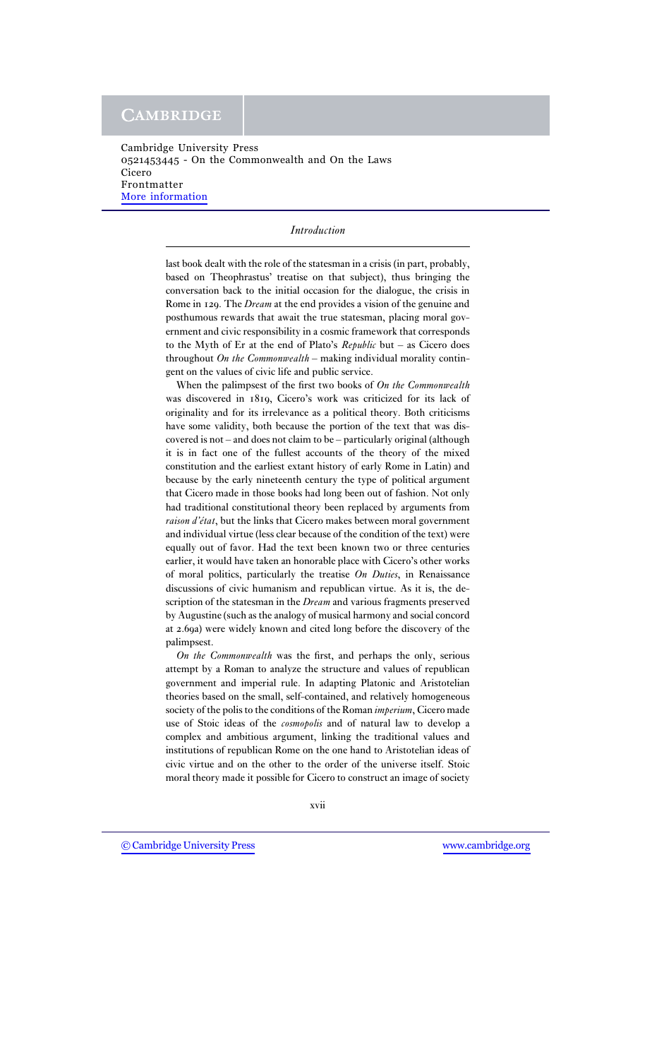last book dealt with the role of the statesman in a crisis (in part, probably, based on Theophrastus' treatise on that subject), thus bringing the conversation back to the initial occasion for the dialogue, the crisis in Rome in 129. The *Dream* at the end provides a vision of the genuine and posthumous rewards that await the true statesman, placing moral government and civic responsibility in a cosmic framework that corresponds to the Myth of Er at the end of Plato's *Republic* but – as Cicero does throughout *On the Commonwealth* – making individual morality contingent on the values of civic life and public service.

When the palimpsest of the first two books of *On the Commonwealth* was discovered in 1819, Cicero's work was criticized for its lack of originality and for its irrelevance as a political theory. Both criticisms have some validity, both because the portion of the text that was discovered is not – and does not claim to be – particularly original (although it is in fact one of the fullest accounts of the theory of the mixed constitution and the earliest extant history of early Rome in Latin) and because by the early nineteenth century the type of political argument that Cicero made in those books had long been out of fashion. Not only had traditional constitutional theory been replaced by arguments from *raison d'état*, but the links that Cicero makes between moral government and individual virtue (less clear because of the condition of the text) were equally out of favor. Had the text been known two or three centuries earlier, it would have taken an honorable place with Cicero's other works of moral politics, particularly the treatise *On Duties*, in Renaissance discussions of civic humanism and republican virtue. As it is, the description of the statesman in the *Dream* and various fragments preserved by Augustine (such as the analogy of musical harmony and social concord at 2.69a) were widely known and cited long before the discovery of the palimpsest.

*On the Commonwealth* was the first, and perhaps the only, serious attempt by a Roman to analyze the structure and values of republican government and imperial rule. In adapting Platonic and Aristotelian theories based on the small, self-contained, and relatively homogeneous society of the polis to the conditions of the Roman *imperium*, Cicero made use of Stoic ideas of the *cosmopolis* and of natural law to develop a complex and ambitious argument, linking the traditional values and institutions of republican Rome on the one hand to Aristotelian ideas of civic virtue and on the other to the order of the universe itself. Stoic moral theory made it possible for Cicero to construct an image of society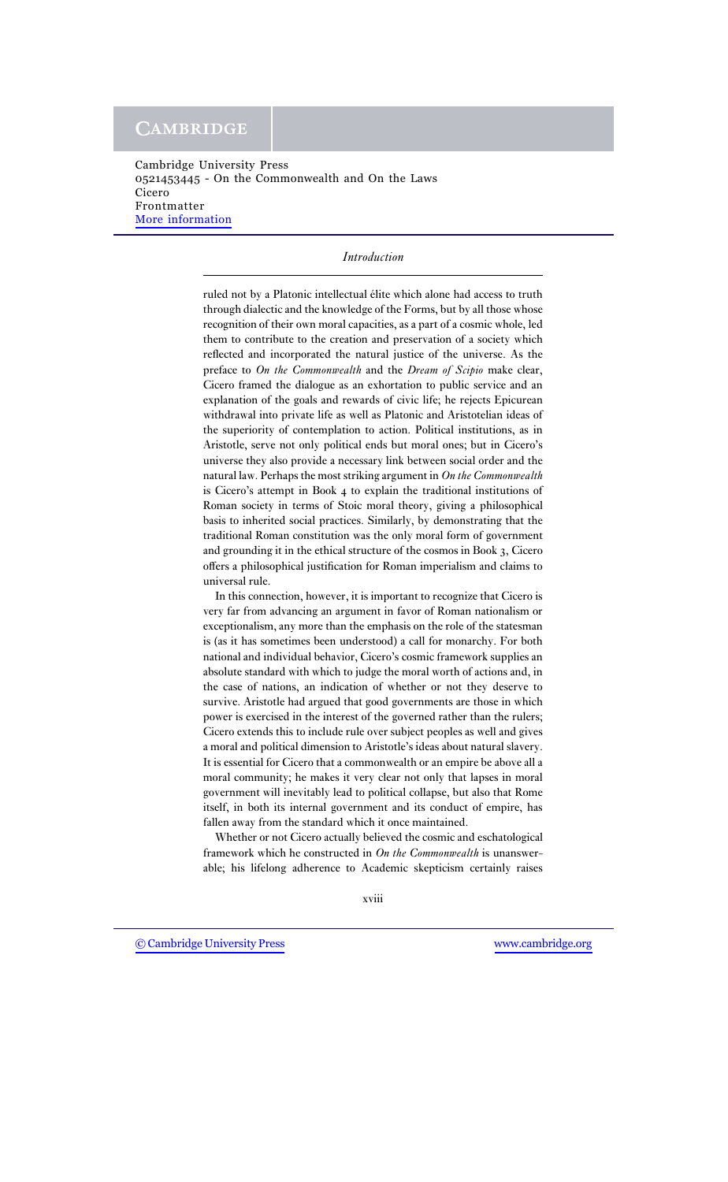ruled not by a Platonic intellectual élite which alone had access to truth through dialectic and the knowledge of the Forms, but by all those whose recognition of their own moral capacities, as a part of a cosmic whole, led them to contribute to the creation and preservation of a society which reflected and incorporated the natural justice of the universe. As the preface to *On the Commonwealth* and the *Dream of Scipio* make clear, Cicero framed the dialogue as an exhortation to public service and an explanation of the goals and rewards of civic life; he rejects Epicurean withdrawal into private life as well as Platonic and Aristotelian ideas of the superiority of contemplation to action. Political institutions, as in Aristotle, serve not only political ends but moral ones; but in Cicero's universe they also provide a necessary link between social order and the natural law. Perhaps the most striking argument in *On the Commonwealth* is Cicero's attempt in Book 4 to explain the traditional institutions of Roman society in terms of Stoic moral theory, giving a philosophical basis to inherited social practices. Similarly, by demonstrating that the traditional Roman constitution was the only moral form of government and grounding it in the ethical structure of the cosmos in Book 3, Cicero offers a philosophical justification for Roman imperialism and claims to universal rule.

In this connection, however, it is important to recognize that Cicero is very far from advancing an argument in favor of Roman nationalism or exceptionalism, any more than the emphasis on the role of the statesman is (as it has sometimes been understood) a call for monarchy. For both national and individual behavior, Cicero's cosmic framework supplies an absolute standard with which to judge the moral worth of actions and, in the case of nations, an indication of whether or not they deserve to survive. Aristotle had argued that good governments are those in which power is exercised in the interest of the governed rather than the rulers; Cicero extends this to include rule over subject peoples as well and gives a moral and political dimension to Aristotle's ideas about natural slavery. It is essential for Cicero that a commonwealth or an empire be above all a moral community; he makes it very clear not only that lapses in moral government will inevitably lead to political collapse, but also that Rome itself, in both its internal government and its conduct of empire, has fallen away from the standard which it once maintained.

Whether or not Cicero actually believed the cosmic and eschatological framework which he constructed in *On the Commonwealth* is unanswerable; his lifelong adherence to Academic skepticism certainly raises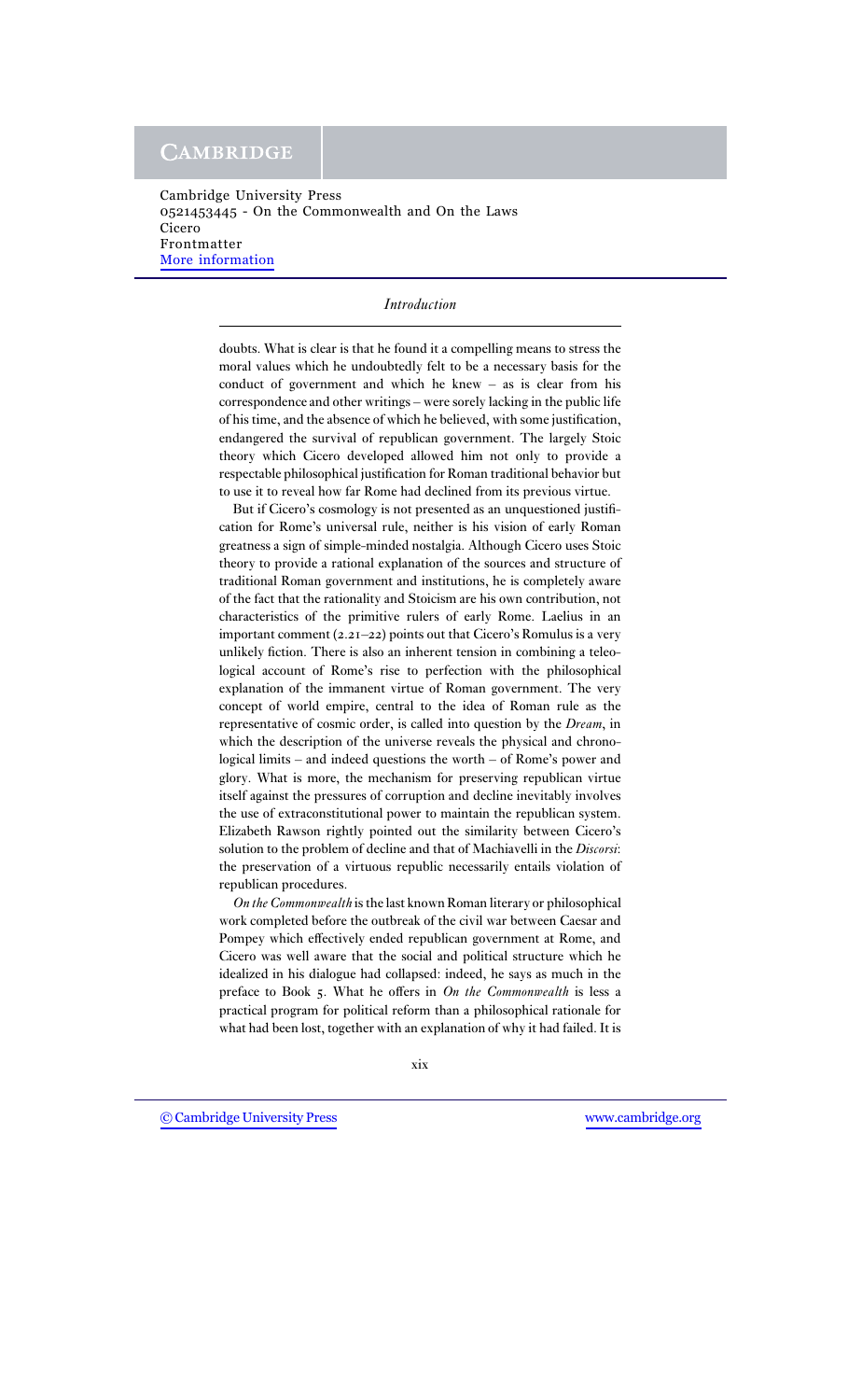doubts. What is clear is that he found it a compelling means to stress the moral values which he undoubtedly felt to be a necessary basis for the conduct of government and which he knew – as is clear from his correspondence and other writings – were sorely lacking in the public life of his time, and the absence of which he believed, with some justification, endangered the survival of republican government. The largely Stoic theory which Cicero developed allowed him not only to provide a respectable philosophical justification for Roman traditional behavior but to use it to reveal how far Rome had declined from its previous virtue.

But if Cicero's cosmology is not presented as an unquestioned justification for Rome's universal rule, neither is his vision of early Roman greatness a sign of simple-minded nostalgia. Although Cicero uses Stoic theory to provide a rational explanation of the sources and structure of traditional Roman government and institutions, he is completely aware of the fact that the rationality and Stoicism are his own contribution, not characteristics of the primitive rulers of early Rome. Laelius in an important comment (2.21–22) points out that Cicero's Romulus is a very unlikely fiction. There is also an inherent tension in combining a teleological account of Rome's rise to perfection with the philosophical explanation of the immanent virtue of Roman government. The very concept of world empire, central to the idea of Roman rule as the representative of cosmic order, is called into question by the *Dream*, in which the description of the universe reveals the physical and chronological limits – and indeed questions the worth – of Rome's power and glory. What is more, the mechanism for preserving republican virtue itself against the pressures of corruption and decline inevitably involves the use of extraconstitutional power to maintain the republican system. Elizabeth Rawson rightly pointed out the similarity between Cicero's solution to the problem of decline and that of Machiavelli in the *Discorsi*: the preservation of a virtuous republic necessarily entails violation of republican procedures.

*On the Commonwealth* is the last known Roman literary or philosophical work completed before the outbreak of the civil war between Caesar and Pompey which effectively ended republican government at Rome, and Cicero was well aware that the social and political structure which he idealized in his dialogue had collapsed: indeed, he says as much in the preface to Book 5. What he offers in *On the Commonwealth* is less a practical program for political reform than a philosophical rationale for what had been lost, together with an explanation of why it had failed. It is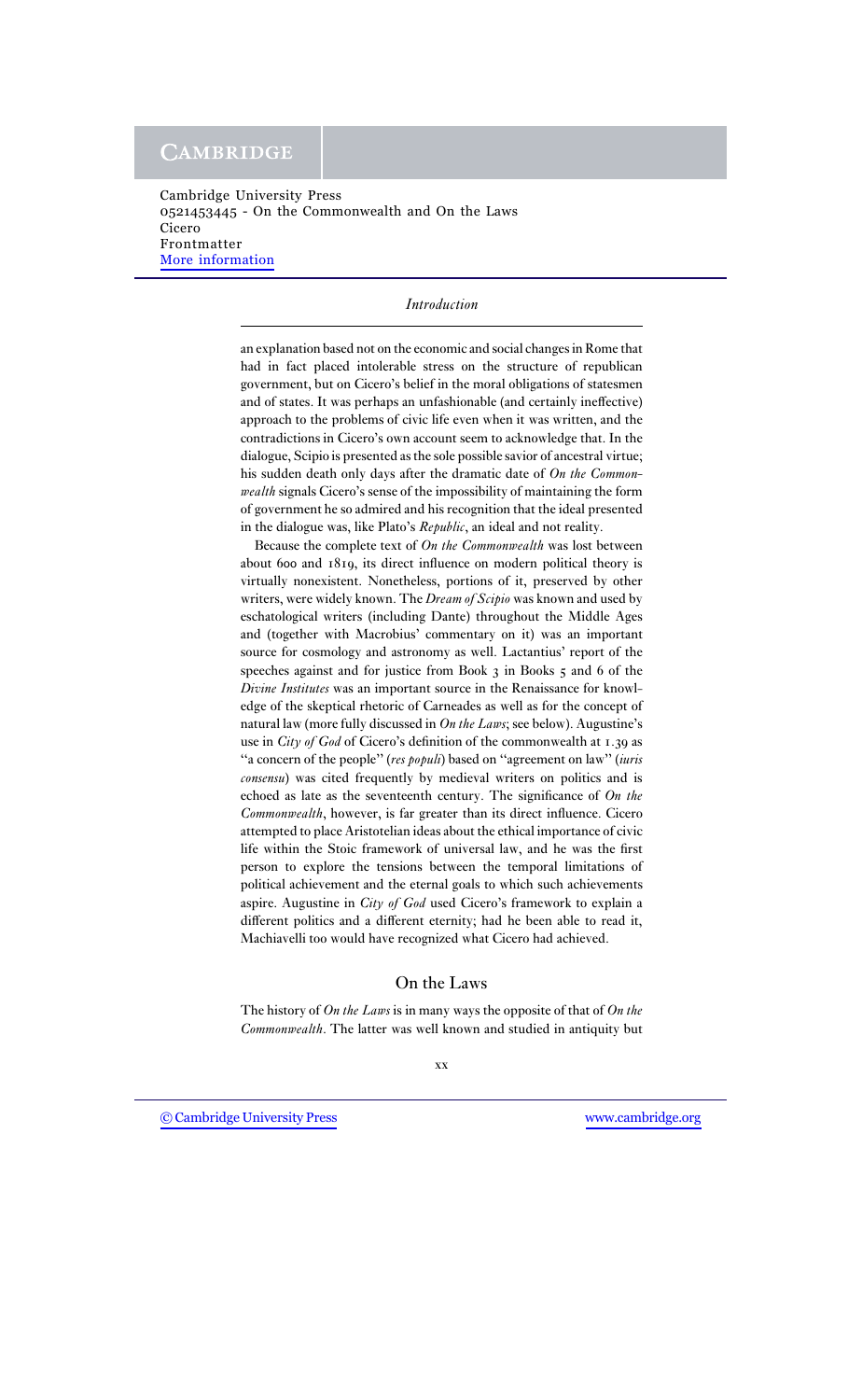an explanation based not on the economic and social changes in Rome that had in fact placed intolerable stress on the structure of republican government, but on Cicero's belief in the moral obligations of statesmen and of states. It was perhaps an unfashionable (and certainly ineffective) approach to the problems of civic life even when it was written, and the contradictions in Cicero's own account seem to acknowledge that. In the dialogue, Scipio is presented as the sole possible savior of ancestral virtue; his sudden death only days after the dramatic date of *On the Commonwealth* signals Cicero's sense of the impossibility of maintaining the form of government he so admired and his recognition that the ideal presented in the dialogue was, like Plato's *Republic*, an ideal and not reality.

Because the complete text of *On the Commonwealth* was lost between about 600 and 1819, its direct influence on modern political theory is virtually nonexistent. Nonetheless, portions of it, preserved by other writers, were widely known. The *Dream of Scipio* was known and used by eschatological writers (including Dante) throughout the Middle Ages and (together with Macrobius' commentary on it) was an important source for cosmology and astronomy as well. Lactantius' report of the speeches against and for justice from Book 3 in Books 5 and 6 of the *Divine Institutes* was an important source in the Renaissance for knowledge of the skeptical rhetoric of Carneades as well as for the concept of natural law (more fully discussed in *On the Laws*; see below). Augustine's use in *City of God* of Cicero's definition of the commonwealth at 1.39 as "a concern of the people" (*res populi*) based on "agreement on law" (*iuris consensu*) was cited frequently by medieval writers on politics and is echoed as late as the seventeenth century. The significance of *On the Commonwealth*, however, is far greater than its direct influence. Cicero attempted to place Aristotelian ideas about the ethical importance of civic life within the Stoic framework of universal law, and he was the first person to explore the tensions between the temporal limitations of political achievement and the eternal goals to which such achievements aspire. Augustine in *City of God* used Cicero's framework to explain a different politics and a different eternity; had he been able to read it, Machiavelli too would have recognized what Cicero had achieved.

## On the Laws

The history of *On the Laws* is in many ways the opposite of that of *On the Commonwealth*. The latter was well known and studied in antiquity but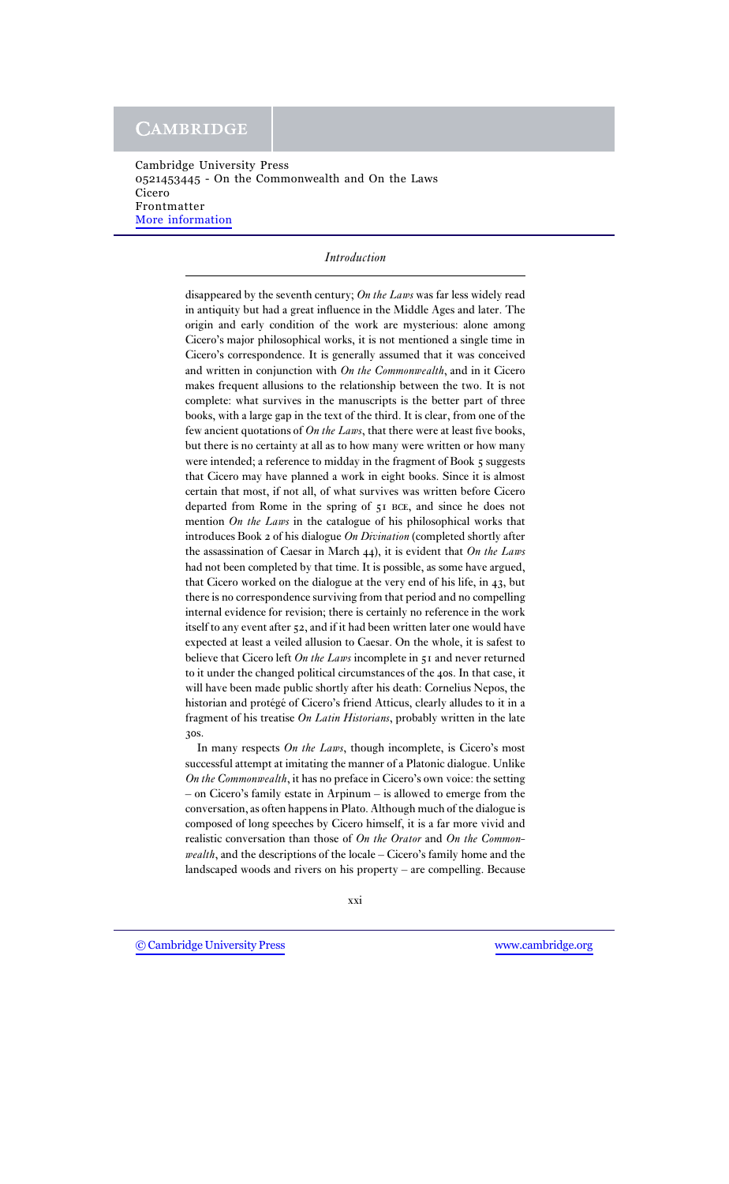disappeared by the seventh century; *On the Laws* was far less widely read in antiquity but had a great influence in the Middle Ages and later. The origin and early condition of the work are mysterious: alone among Cicero's major philosophical works, it is not mentioned a single time in Cicero's correspondence. It is generally assumed that it was conceived and written in conjunction with *On the Commonwealth*, and in it Cicero makes frequent allusions to the relationship between the two. It is not complete: what survives in the manuscripts is the better part of three books, with a large gap in the text of the third. It is clear, from one of the few ancient quotations of *On the Laws*, that there were at least five books, but there is no certainty at all as to how many were written or how many were intended; a reference to midday in the fragment of Book 5 suggests that Cicero may have planned a work in eight books. Since it is almost certain that most, if not all, of what survives was written before Cicero departed from Rome in the spring of 51 BCE, and since he does not mention *On the Laws* in the catalogue of his philosophical works that introduces Book 2 of his dialogue *On Divination* (completed shortly after the assassination of Caesar in March 44), it is evident that *On the Laws* had not been completed by that time. It is possible, as some have argued, that Cicero worked on the dialogue at the very end of his life, in 43, but there is no correspondence surviving from that period and no compelling internal evidence for revision; there is certainly no reference in the work itself to any event after 52, and if it had been written later one would have expected at least a veiled allusion to Caesar. On the whole, it is safest to believe that Cicero left *On the Laws* incomplete in 51 and never returned to it under the changed political circumstances of the 40s. In that case, it will have been made public shortly after his death: Cornelius Nepos, the historian and protégé of Cicero's friend Atticus, clearly alludes to it in a fragment of his treatise *On Latin Historians*, probably written in the late 30s.

In many respects *On the Laws*, though incomplete, is Cicero's most successful attempt at imitating the manner of a Platonic dialogue. Unlike *On the Commonwealth*, it has no preface in Cicero's own voice: the setting – on Cicero's family estate in Arpinum – is allowed to emerge from the conversation, as often happens in Plato. Although much of the dialogue is composed of long speeches by Cicero himself, it is a far more vivid and realistic conversation than those of *On the Orator* and *On the Commonwealth*, and the descriptions of the locale – Cicero's family home and the landscaped woods and rivers on his property – are compelling. Because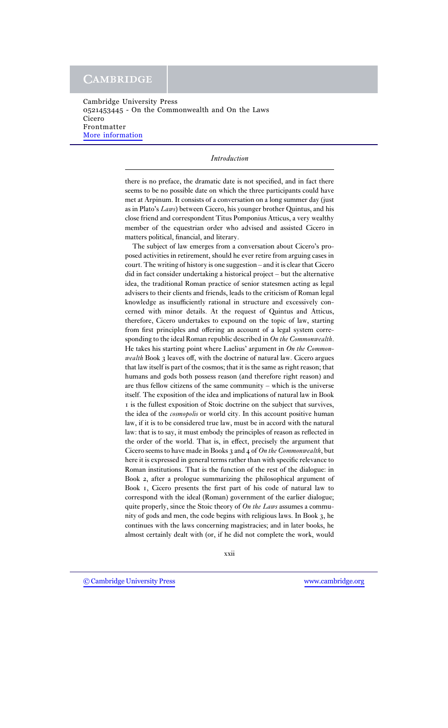there is no preface, the dramatic date is not specified, and in fact there seems to be no possible date on which the three participants could have met at Arpinum. It consists of a conversation on a long summer day (just as in Plato's *Laws*) between Cicero, his younger brother Quintus, and his close friend and correspondent Titus Pomponius Atticus, a very wealthy member of the equestrian order who advised and assisted Cicero in matters political, financial, and literary.

The subject of law emerges from a conversation about Cicero's proposed activities in retirement, should he ever retire from arguing cases in court. The writing of history is one suggestion – and it is clear that Cicero did in fact consider undertaking a historical project – but the alternative idea, the traditional Roman practice of senior statesmen acting as legal advisers to their clients and friends, leads to the criticism of Roman legal knowledge as insufficiently rational in structure and excessively concerned with minor details. At the request of Quintus and Atticus, therefore, Cicero undertakes to expound on the topic of law, starting from first principles and offering an account of a legal system corresponding to the ideal Roman republic described in *On the Commonwealth*. He takes his starting point where Laelius' argument in *On the Commonwealth* Book 3 leaves off, with the doctrine of natural law. Cicero argues that law itself is part of the cosmos; that it is the same as right reason; that humans and gods both possess reason (and therefore right reason) and are thus fellow citizens of the same community – which is the universe itself. The exposition of the idea and implications of natural law in Book 1 is the fullest exposition of Stoic doctrine on the subject that survives, the idea of the *cosmopolis* or world city. In this account positive human law, if it is to be considered true law, must be in accord with the natural law: that is to say, it must embody the principles of reason as reflected in the order of the world. That is, in effect, precisely the argument that Cicero seems to have made in Books 3 and 4 of *On the Commonwealth*, but here it is expressed in general terms rather than with specific relevance to Roman institutions. That is the function of the rest of the dialogue: in Book 2, after a prologue summarizing the philosophical argument of Book 1, Cicero presents the first part of his code of natural law to correspond with the ideal (Roman) government of the earlier dialogue; quite properly, since the Stoic theory of *On the Laws* assumes a community of gods and men, the code begins with religious laws. In Book 3, he continues with the laws concerning magistracies; and in later books, he almost certainly dealt with (or, if he did not complete the work, would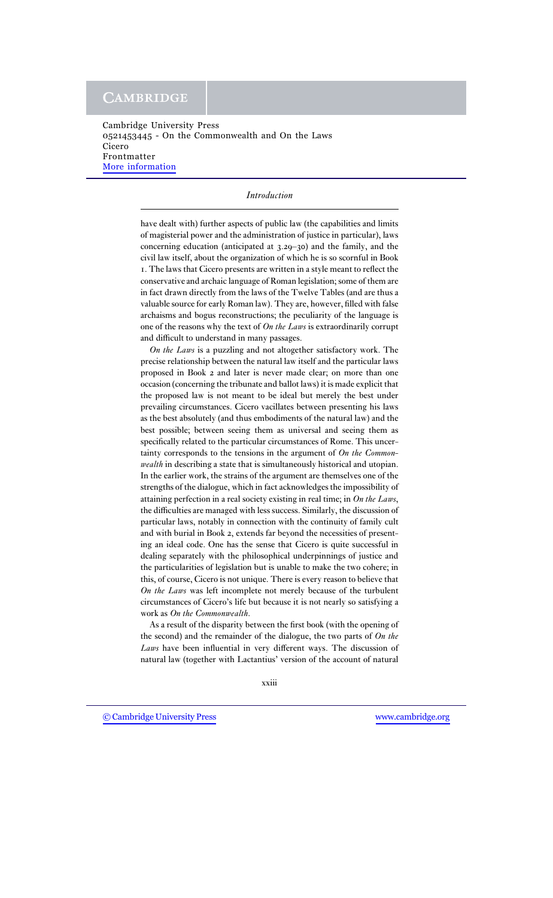have dealt with) further aspects of public law (the capabilities and limits of magisterial power and the administration of justice in particular), laws concerning education (anticipated at 3.29–30) and the family, and the civil law itself, about the organization of which he is so scornful in Book 1. The laws that Cicero presents are written in a style meant to reflect the conservative and archaic language of Roman legislation; some of them are in fact drawn directly from the laws of the Twelve Tables (and are thus a valuable source for early Roman law). They are, however, filled with false archaisms and bogus reconstructions; the peculiarity of the language is one of the reasons why the text of *On the Laws* is extraordinarily corrupt and difficult to understand in many passages.

*On the Laws* is a puzzling and not altogether satisfactory work. The precise relationship between the natural law itself and the particular laws proposed in Book 2 and later is never made clear; on more than one occasion (concerning the tribunate and ballot laws) it is made explicit that the proposed law is not meant to be ideal but merely the best under prevailing circumstances. Cicero vacillates between presenting his laws as the best absolutely (and thus embodiments of the natural law) and the best possible; between seeing them as universal and seeing them as specifically related to the particular circumstances of Rome. This uncertainty corresponds to the tensions in the argument of *On the Commonwealth* in describing a state that is simultaneously historical and utopian. In the earlier work, the strains of the argument are themselves one of the strengths of the dialogue, which in fact acknowledges the impossibility of attaining perfection in a real society existing in real time; in *On the Laws*, the difficulties are managed with less success. Similarly, the discussion of particular laws, notably in connection with the continuity of family cult and with burial in Book 2, extends far beyond the necessities of presenting an ideal code. One has the sense that Cicero is quite successful in dealing separately with the philosophical underpinnings of justice and the particularities of legislation but is unable to make the two cohere; in this, of course, Cicero is not unique. There is every reason to believe that *On the Laws* was left incomplete not merely because of the turbulent circumstances of Cicero's life but because it is not nearly so satisfying a work as *On the Commonwealth*.

As a result of the disparity between the first book (with the opening of the second) and the remainder of the dialogue, the two parts of *On the Laws* have been influential in very different ways. The discussion of natural law (together with Lactantius' version of the account of natural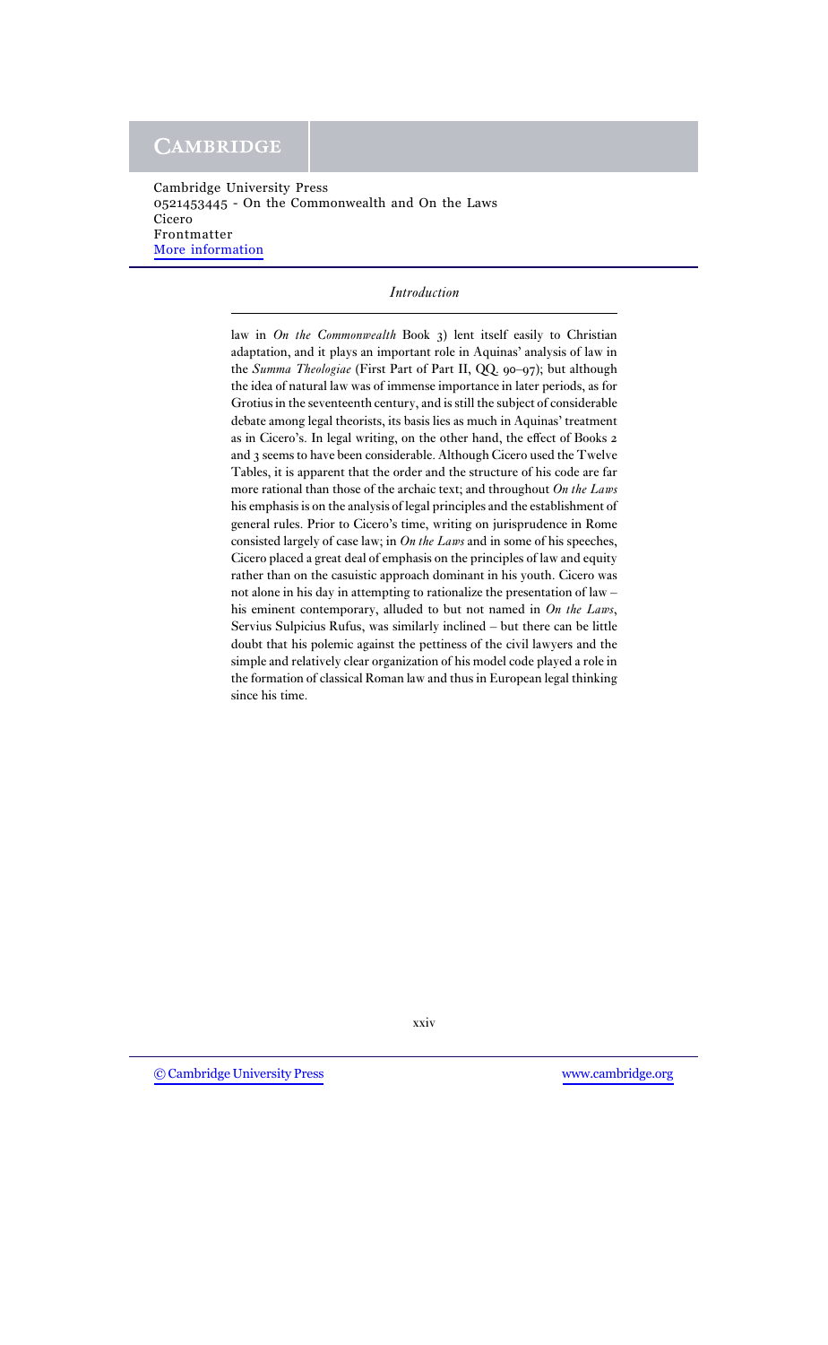law in *On the Commonwealth* Book 3) lent itself easily to Christian adaptation, and it plays an important role in Aquinas' analysis of law in the *Summa Theologiae* (First Part of Part II, QQ. 90–97); but although the idea of natural law was of immense importance in later periods, as for Grotius in the seventeenth century, and is still the subject of considerable debate among legal theorists, its basis lies as much in Aquinas' treatment as in Cicero's. In legal writing, on the other hand, the effect of Books 2 and 3 seems to have been considerable. Although Cicero used the Twelve Tables, it is apparent that the order and the structure of his code are far more rational than those of the archaic text; and throughout *On the Laws* his emphasis is on the analysis of legal principles and the establishment of general rules. Prior to Cicero's time, writing on jurisprudence in Rome consisted largely of case law; in *On the Laws* and in some of his speeches, Cicero placed a great deal of emphasis on the principles of law and equity rather than on the casuistic approach dominant in his youth. Cicero was not alone in his day in attempting to rationalize the presentation of law – his eminent contemporary, alluded to but not named in *On the Laws*, Servius Sulpicius Rufus, was similarly inclined – but there can be little doubt that his polemic against the pettiness of the civil lawyers and the simple and relatively clear organization of his model code played a role in the formation of classical Roman law and thus in European legal thinking since his time.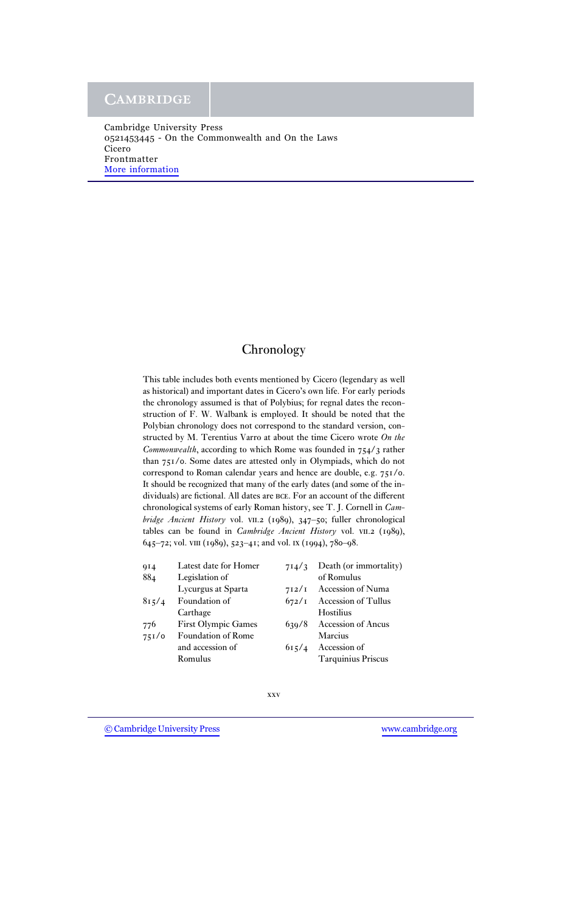# Chronology

This table includes both events mentioned by Cicero (legendary as well as historical) and important dates in Cicero's own life. For early periods the chronology assumed is that of Polybius; for regnal dates the reconstruction of F. W. Walbank is employed. It should be noted that the Polybian chronology does not correspond to the standard version, constructed by M. Terentius Varro at about the time Cicero wrote *On the Commonwealth*, according to which Rome was founded in 754/3 rather than 751/0. Some dates are attested only in Olympiads, which do not correspond to Roman calendar years and hence are double, e.g. 751/0. It should be recognized that many of the early dates (and some of the individuals) are fictional. All dates are BCE. For an account of the different chronological systems of early Roman history, see T. J. Cornell in *Cambridge Ancient History* vol. VII.2 (1989), 347–50; fuller chronological tables can be found in *Cambridge Ancient History* vol. VII.2 (1989), 645–72; vol. VIII (1989), 523–41; and vol. IX (1994), 780–98.

| | |
|---|---|
| 914 | Latest date for Homer |
| 884 | Legislation of Lycurgus at Sparta |
| 815/4 | Foundation of Carthage |
| 776 | First Olympic Games |
| 751/0 | Foundation of Rome and accession of Romulus |
| 714/3 | Death (or immortality) of Romulus |
| 712/1 | Accession of Numa |
| 672/1 | Accession of Tullus Hostilius |
| 639/8 | Accession of Ancus Marcius |
| 615/4 | Accession of Tarquinius Priscus |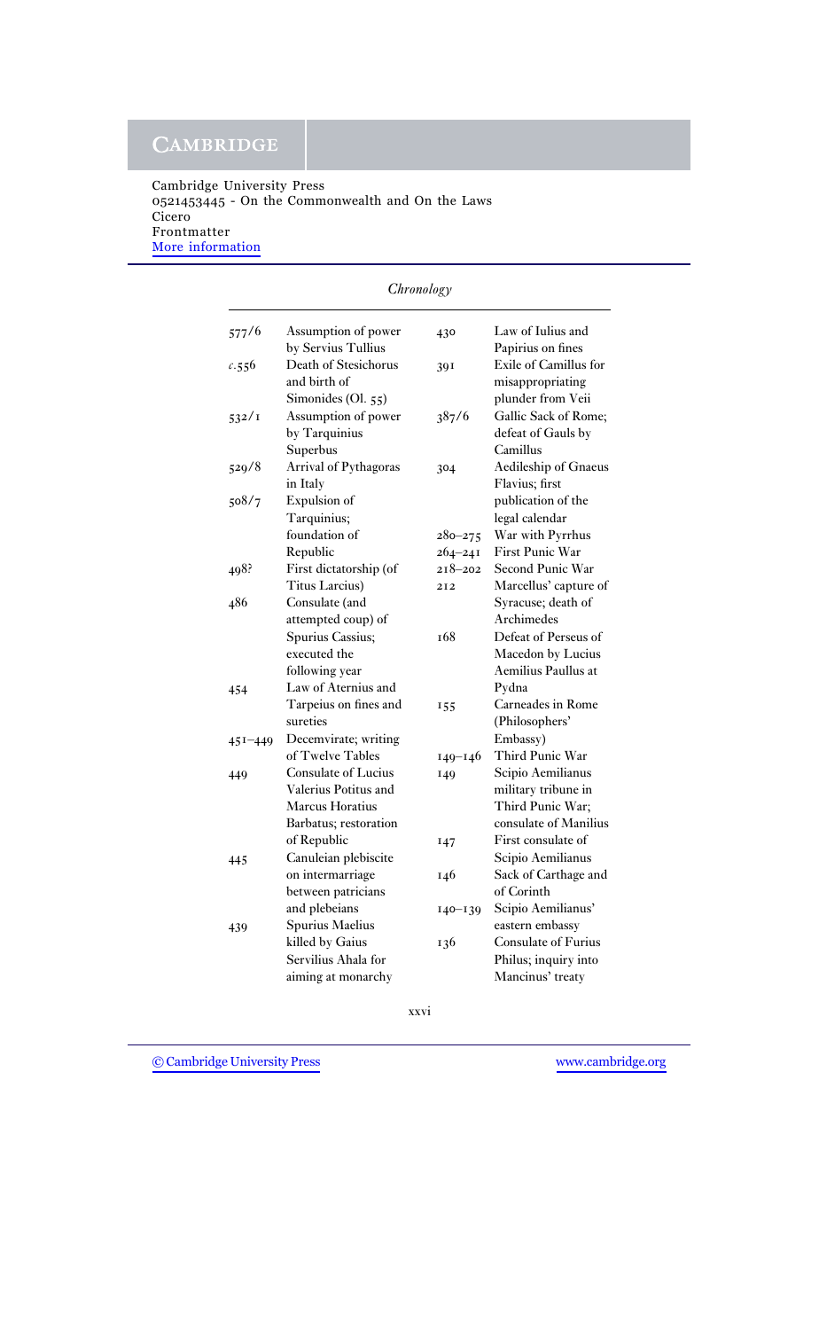*Chronology*

| | |
|---|---|
| 577/6 | Assumption of power by Servius Tullius |
| c.556 | Death of Stesichorus and birth of Simonides (Ol. 55) |
| 532/1 | Assumption of power by Tarquinius Superbus |
| 529/8 | Arrival of Pythagoras in Italy |
| 508/7 | Expulsion of Tarquinius; foundation of Republic |
| 498? | First dictatorship (of Titus Larcius) |
| 486 | Consulate (and attempted coup) of Spurius Cassius; executed the following year |
| 454 | Law of Aternius and Tarpeius on fines and sureties |
| 451–449 | Decemvirate; writing of Twelve Tables |
| 449 | Consulate of Lucius Valerius Potitus and Marcus Horatius Barbatus; restoration of Republic |
| 445 | Canuleian plebiscite on intermarriage between patricians and plebeians |
| 439 | Spurius Maelius killed by Gaius Servilius Ahala for aiming at monarchy |
| 430 | Law of Iulius and Papirius on fines |
| 391 | Exile of Camillus for misappropriating plunder from Veii |
| 387/6 | Gallic Sack of Rome; defeat of Gauls by Camillus |
| 304 | Aedileship of Gnaeus Flavius; first publication of the legal calendar |
| 280–275 | War with Pyrrhus |
| 264–241 | First Punic War |
| 218–202 | Second Punic War |
| 212 | Marcellus' capture of Syracuse; death of Archimedes |
| 168 | Defeat of Perseus of Macedon by Lucius Aemilius Paullus at Pydna |
| 155 | Carneades in Rome (Philosophers' Embassy) |
| 149–146 | Third Punic War |
| 149 | Scipio Aemilianus military tribune in Third Punic War; consulate of Manilius |
| 147 | First consulate of Scipio Aemilianus |
| 146 | Sack of Carthage and of Corinth |
| 140–139 | Scipio Aemilianus' eastern embassy |
| 136 | Consulate of Furius Philus; inquiry into Mancinus' treaty |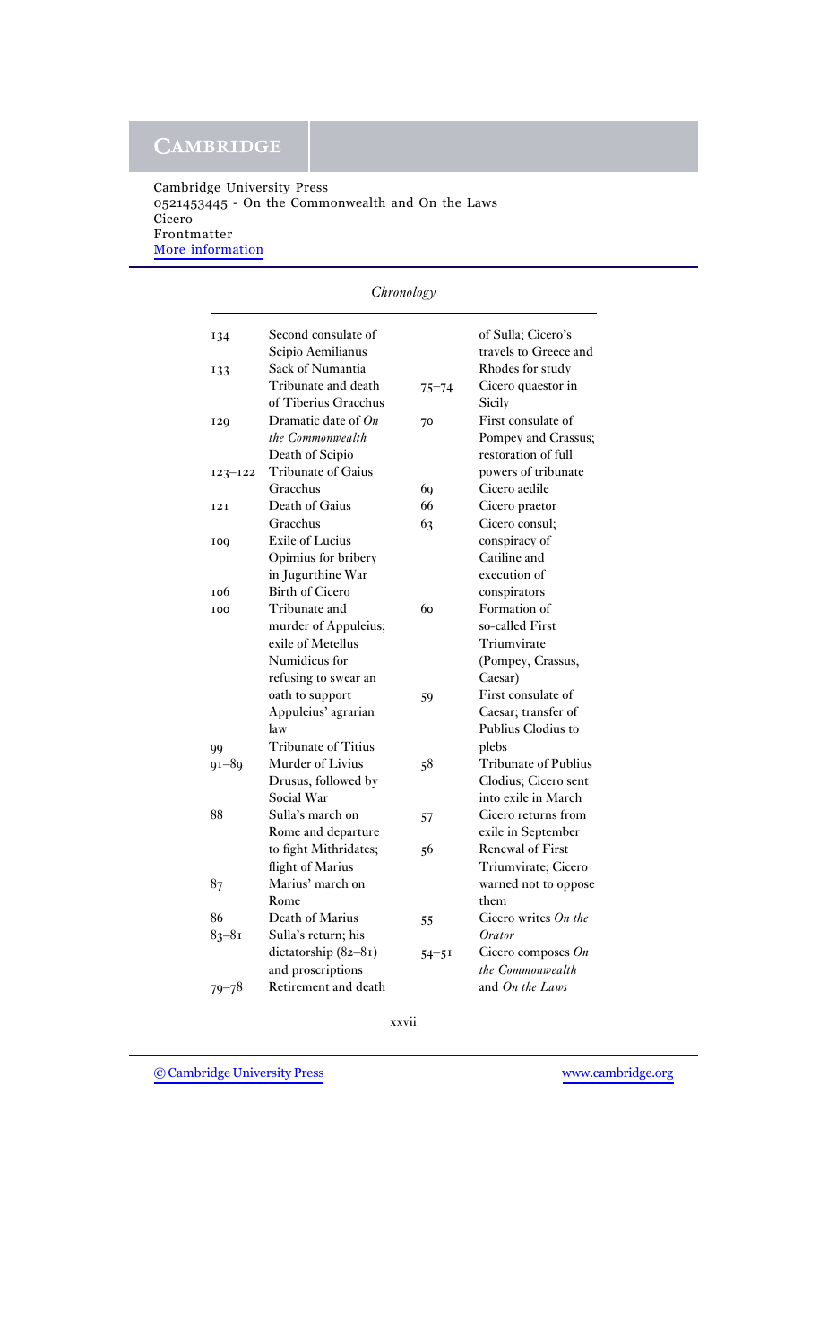## Chronology

| | |
|---|---|
| 134 | Second consulate of Scipio Aemilianus |
| 133 | Sack of Numantia<br>Tribunate and death of Tiberius Gracchus |
| 129 | Dramatic date of *On the Commonwealth*<br>Death of Scipio |
| 123–122 | Tribunate of Gaius Gracchus |
| 121 | Death of Gaius Gracchus |
| 109 | Exile of Lucius Opimius for bribery in Jugurthine War |
| 106 | Birth of Cicero |
| 100 | Tribunate and murder of Appuleius; exile of Metellus Numidicus for refusing to swear an oath to support Appuleius' agrarian law |
| 99 | Tribunate of Titius |
| 91–89 | Murder of Livius Drusus, followed by Social War |
| 88 | Sulla's march on Rome and departure to fight Mithridates; flight of Marius |
| 87 | Marius' march on Rome |
| 86 | Death of Marius |
| 83–81 | Sulla's return; his dictatorship (82–81) and proscriptions |
| 79–78 | Retirement and death of Sulla; Cicero's travels to Greece and Rhodes for study |
| 75–74 | Cicero quaestor in Sicily |
| 70 | First consulate of Pompey and Crassus; restoration of full powers of tribunate |
| 69 | Cicero aedile |
| 66 | Cicero praetor |
| 63 | Cicero consul; conspiracy of Catiline and execution of conspirators |
| 60 | Formation of so-called First Triumvirate (Pompey, Crassus, Caesar) |
| 59 | First consulate of Caesar; transfer of Publius Clodius to plebs |
| 58 | Tribunate of Publius Clodius; Cicero sent into exile in March |
| 57 | Cicero returns from exile in September |
| 56 | Renewal of First Triumvirate; Cicero warned not to oppose them |
| 55 | Cicero writes *On the Orator* |
| 54–51 | Cicero composes *On the Commonwealth* and *On the Laws* |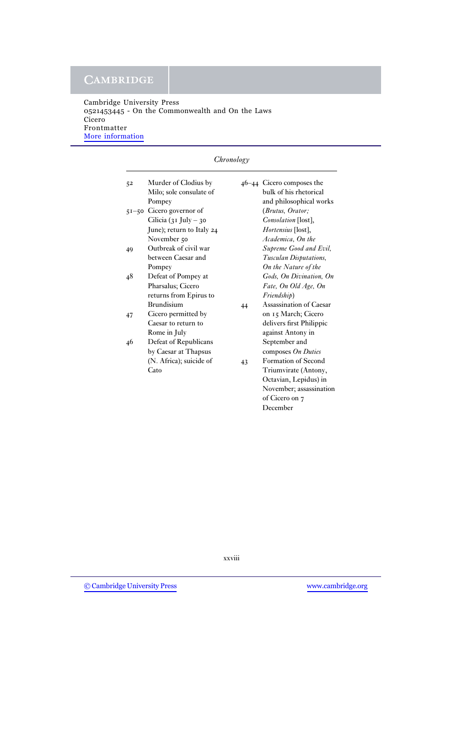*Chronology*

| | |
|---|---|
| 52 | Murder of Clodius by Milo; sole consulate of Pompey |
| 51–50 | Cicero governor of Cilicia (31 July – 30 June); return to Italy 24 November 50 |
| 49 | Outbreak of civil war between Caesar and Pompey |
| 48 | Defeat of Pompey at Pharsalus; Cicero returns from Epirus to Brundisium |
| 47 | Cicero permitted by Caesar to return to Rome in July |
| 46 | Defeat of Republicans by Caesar at Thapsus (N. Africa); suicide of Cato |
| 46–44 | Cicero composes the bulk of his rhetorical and philosophical works (*Brutus, Orator; Consolation* [lost], *Hortensius* [lost], *Academica, On the Supreme Good and Evil, Tusculan Disputations, On the Nature of the Gods, On Divination, On Fate, On Old Age, On Friendship*) |
| 44 | Assassination of Caesar on 15 March; Cicero delivers first Philippic against Antony in September and composes *On Duties* |
| 43 | Formation of Second Triumvirate (Antony, Octavian, Lepidus) in November; assassination of Cicero on 7 December |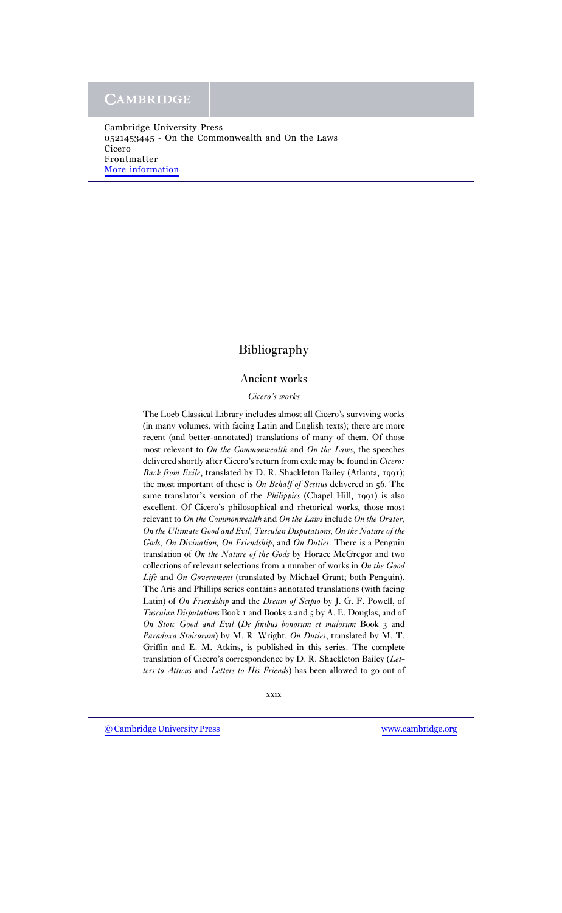# Bibliography

## Ancient works

### *Cicero's works*

The Loeb Classical Library includes almost all Cicero's surviving works (in many volumes, with facing Latin and English texts); there are more recent (and better-annotated) translations of many of them. Of those most relevant to *On the Commonwealth* and *On the Laws*, the speeches delivered shortly after Cicero's return from exile may be found in *Cicero: Back from Exile*, translated by D. R. Shackleton Bailey (Atlanta, 1991); the most important of these is *On Behalf of Sestius* delivered in 56. The same translator's version of the *Philippics* (Chapel Hill, 1991) is also excellent. Of Cicero's philosophical and rhetorical works, those most relevant to *On the Commonwealth* and *On the Laws* include *On the Orator, On the Ultimate Good and Evil, Tusculan Disputations, On the Nature of the Gods, On Divination, On Friendship*, and *On Duties*. There is a Penguin translation of *On the Nature of the Gods* by Horace McGregor and two collections of relevant selections from a number of works in *On the Good Life* and *On Government* (translated by Michael Grant; both Penguin). The Aris and Phillips series contains annotated translations (with facing Latin) of *On Friendship* and the *Dream of Scipio* by J. G. F. Powell, of *Tusculan Disputations* Book 1 and Books 2 and 5 by A. E. Douglas, and of *On Stoic Good and Evil* (*De finibus bonorum et malorum* Book 3 and *Paradoxa Stoicorum*) by M. R. Wright. *On Duties*, translated by M. T. Griffin and E. M. Atkins, is published in this series. The complete translation of Cicero's correspondence by D. R. Shackleton Bailey (*Letters to Atticus* and *Letters to His Friends*) has been allowed to go out of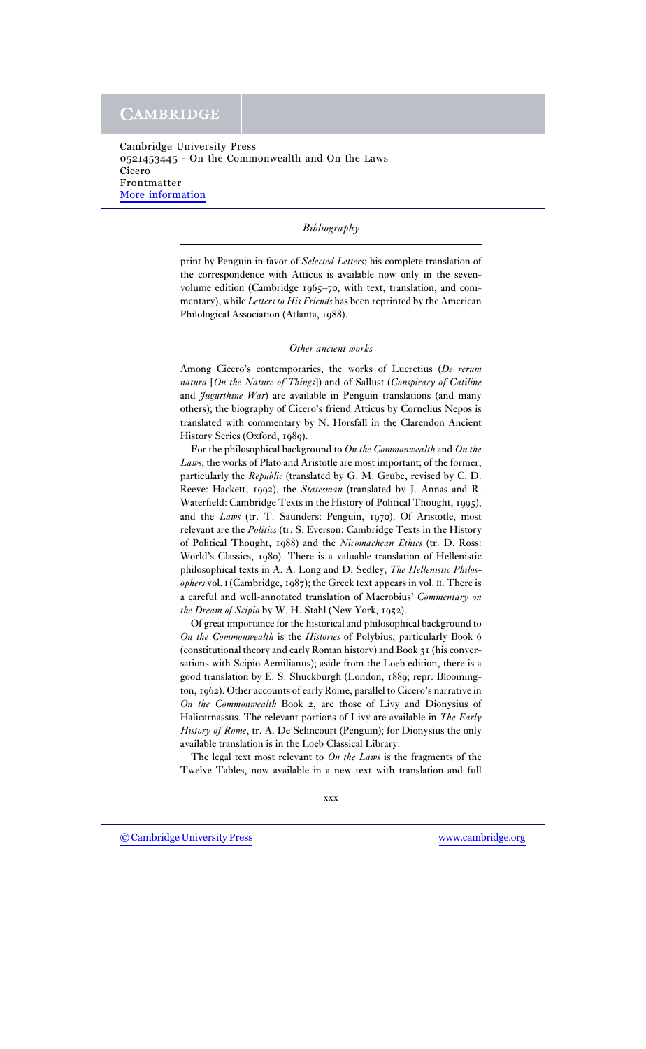print by Penguin in favor of *Selected Letters*; his complete translation of the correspondence with Atticus is available now only in the seven-volume edition (Cambridge 1965–70, with text, translation, and commentary), while *Letters to His Friends* has been reprinted by the American Philological Association (Atlanta, 1988).

### *Other ancient works*

Among Cicero's contemporaries, the works of Lucretius (*De rerum natura* [*On the Nature of Things*]) and of Sallust (*Conspiracy of Catiline* and *Jugurthine War*) are available in Penguin translations (and many others); the biography of Cicero's friend Atticus by Cornelius Nepos is translated with commentary by N. Horsfall in the Clarendon Ancient History Series (Oxford, 1989).

For the philosophical background to *On the Commonwealth* and *On the Laws*, the works of Plato and Aristotle are most important; of the former, particularly the *Republic* (translated by G. M. Grube, revised by C. D. Reeve: Hackett, 1992), the *Statesman* (translated by J. Annas and R. Waterfield: Cambridge Texts in the History of Political Thought, 1995), and the *Laws* (tr. T. Saunders: Penguin, 1970). Of Aristotle, most relevant are the *Politics* (tr. S. Everson: Cambridge Texts in the History of Political Thought, 1988) and the *Nicomachean Ethics* (tr. D. Ross: World's Classics, 1980). There is a valuable translation of Hellenistic philosophical texts in A. A. Long and D. Sedley, *The Hellenistic Philosophers* vol. I (Cambridge, 1987); the Greek text appears in vol. II. There is a careful and well-annotated translation of Macrobius' *Commentary on the Dream of Scipio* by W. H. Stahl (New York, 1952).

Of great importance for the historical and philosophical background to *On the Commonwealth* is the *Histories* of Polybius, particularly Book 6 (constitutional theory and early Roman history) and Book 31 (his conversations with Scipio Aemilianus); aside from the Loeb edition, there is a good translation by E. S. Shuckburgh (London, 1889; repr. Bloomington, 1962). Other accounts of early Rome, parallel to Cicero's narrative in *On the Commonwealth* Book 2, are those of Livy and Dionysius of Halicarnassus. The relevant portions of Livy are available in *The Early History of Rome*, tr. A. De Selincourt (Penguin); for Dionysius the only available translation is in the Loeb Classical Library.

The legal text most relevant to *On the Laws* is the fragments of the Twelve Tables, now available in a new text with translation and full